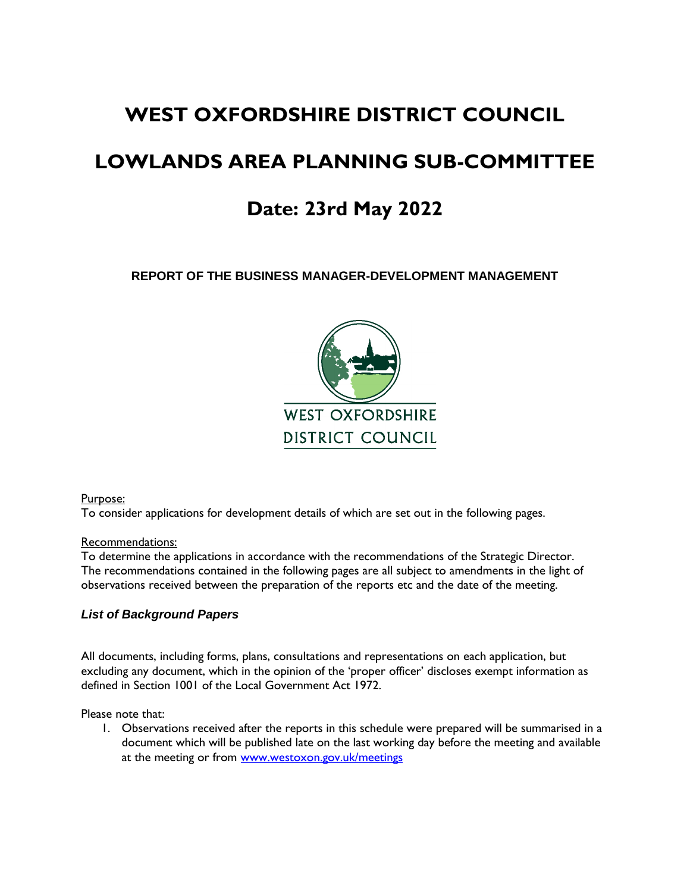# WEST OXFORDSHIRE DISTRICT COUNCIL

# LOWLANDS AREA PLANNING SUB-COMMITTEE

## Date: 23rd May 2022

**REPORT OF THE BUSINESS MANAGER-DEVELOPMENT MANAGEMENT**

WEST OXFORDSHIRE
DISTRICT COUNCIL

Purpose:
To consider applications for development details of which are set out in the following pages.

Recommendations:
To determine the applications in accordance with the recommendations of the Strategic Director. The recommendations contained in the following pages are all subject to amendments in the light of observations received between the preparation of the reports etc and the date of the meeting.

***List of Background Papers***

All documents, including forms, plans, consultations and representations on each application, but excluding any document, which in the opinion of the 'proper officer' discloses exempt information as defined in Section 1001 of the Local Government Act 1972.

Please note that:

1. Observations received after the reports in this schedule were prepared will be summarised in a document which will be published late on the last working day before the meeting and available at the meeting or from [www.westoxon.gov.uk/meetings](www.westoxon.gov.uk/meetings)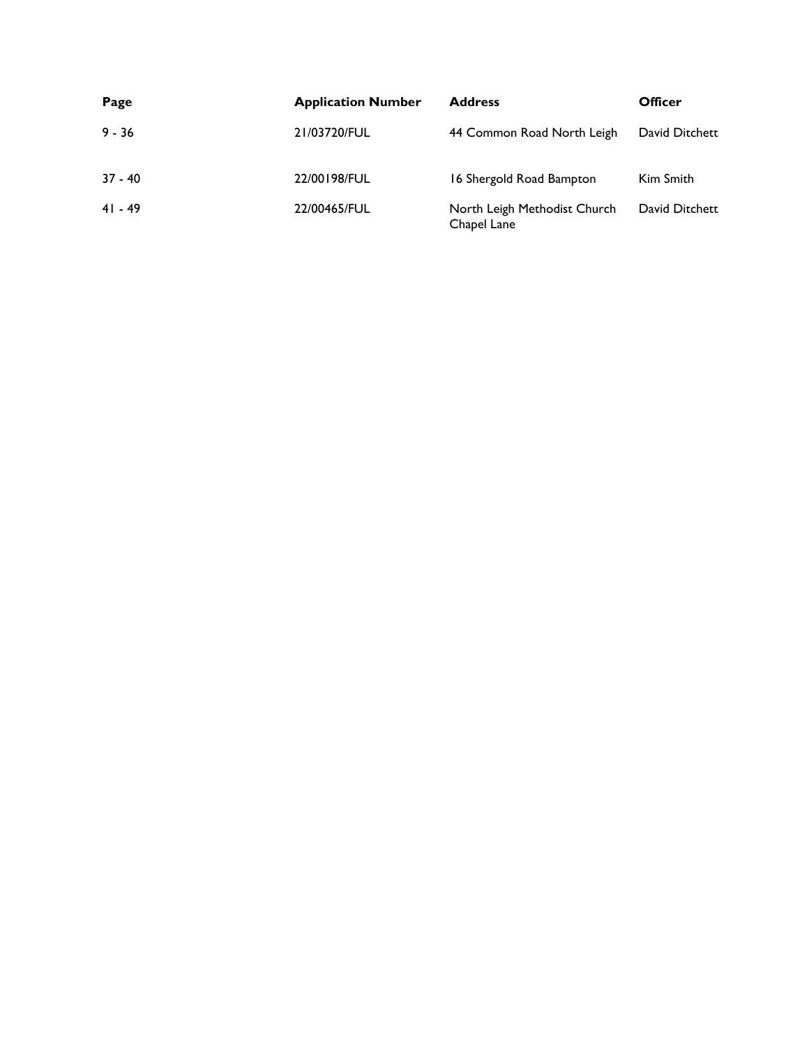| Page | Application Number | Address | Officer |
|---|---|---|---|
| 9 - 36 | 21/03720/FUL | 44 Common Road North Leigh | David Ditchett |
| 37 - 40 | 22/00198/FUL | 16 Shergold Road Bampton | Kim Smith |
| 41 - 49 | 22/00465/FUL | North Leigh Methodist Church Chapel Lane | David Ditchett |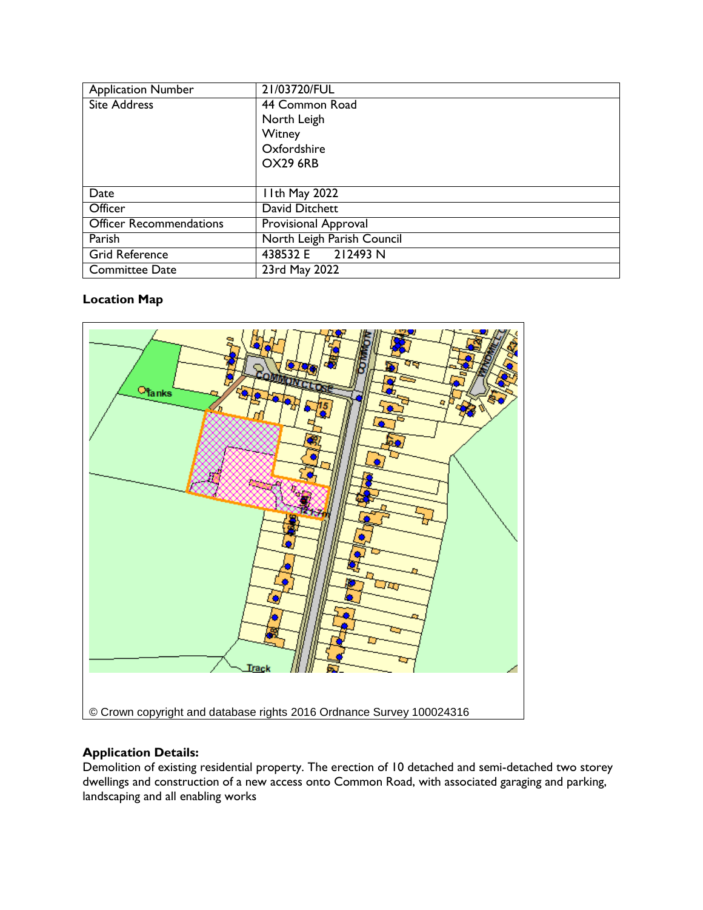| Application Number | 21/03720/FUL |
| --- | --- |
| Site Address | 44 Common Road<br>North Leigh<br>Witney<br>Oxfordshire<br>OX29 6RB |
| Date | 11th May 2022 |
| Officer | David Ditchett |
| Officer Recommendations | Provisional Approval |
| Parish | North Leigh Parish Council |
| Grid Reference | 438532 E     212493 N |
| Committee Date | 23rd May 2022 |

**Location Map**

© Crown copyright and database rights 2016 Ordnance Survey 100024316

**Application Details:**

Demolition of existing residential property. The erection of 10 detached and semi-detached two storey dwellings and construction of a new access onto Common Road, with associated garaging and parking, landscaping and all enabling works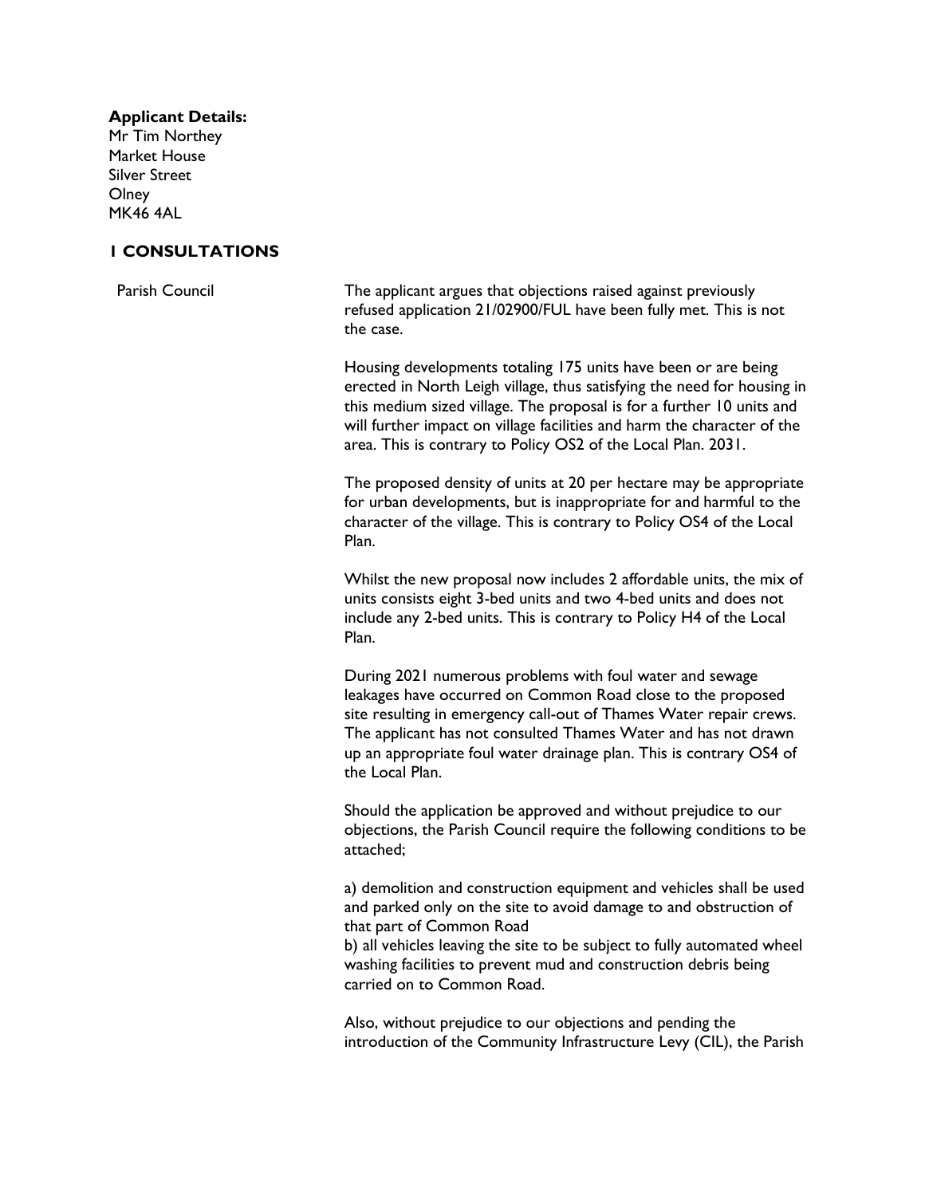**Applicant Details:**
Mr Tim Northey
Market House
Silver Street
Olney
MK46 4AL

## 1 CONSULTATIONS

Parish Council

The applicant argues that objections raised against previously refused application 21/02900/FUL have been fully met. This is not the case.

Housing developments totaling 175 units have been or are being erected in North Leigh village, thus satisfying the need for housing in this medium sized village. The proposal is for a further 10 units and will further impact on village facilities and harm the character of the area. This is contrary to Policy OS2 of the Local Plan. 2031.

The proposed density of units at 20 per hectare may be appropriate for urban developments, but is inappropriate for and harmful to the character of the village. This is contrary to Policy OS4 of the Local Plan.

Whilst the new proposal now includes 2 affordable units, the mix of units consists eight 3-bed units and two 4-bed units and does not include any 2-bed units. This is contrary to Policy H4 of the Local Plan.

During 2021 numerous problems with foul water and sewage leakages have occurred on Common Road close to the proposed site resulting in emergency call-out of Thames Water repair crews. The applicant has not consulted Thames Water and has not drawn up an appropriate foul water drainage plan. This is contrary OS4 of the Local Plan.

Should the application be approved and without prejudice to our objections, the Parish Council require the following conditions to be attached;

a) demolition and construction equipment and vehicles shall be used and parked only on the site to avoid damage to and obstruction of that part of Common Road
b) all vehicles leaving the site to be subject to fully automated wheel washing facilities to prevent mud and construction debris being carried on to Common Road.

Also, without prejudice to our objections and pending the introduction of the Community Infrastructure Levy (CIL), the Parish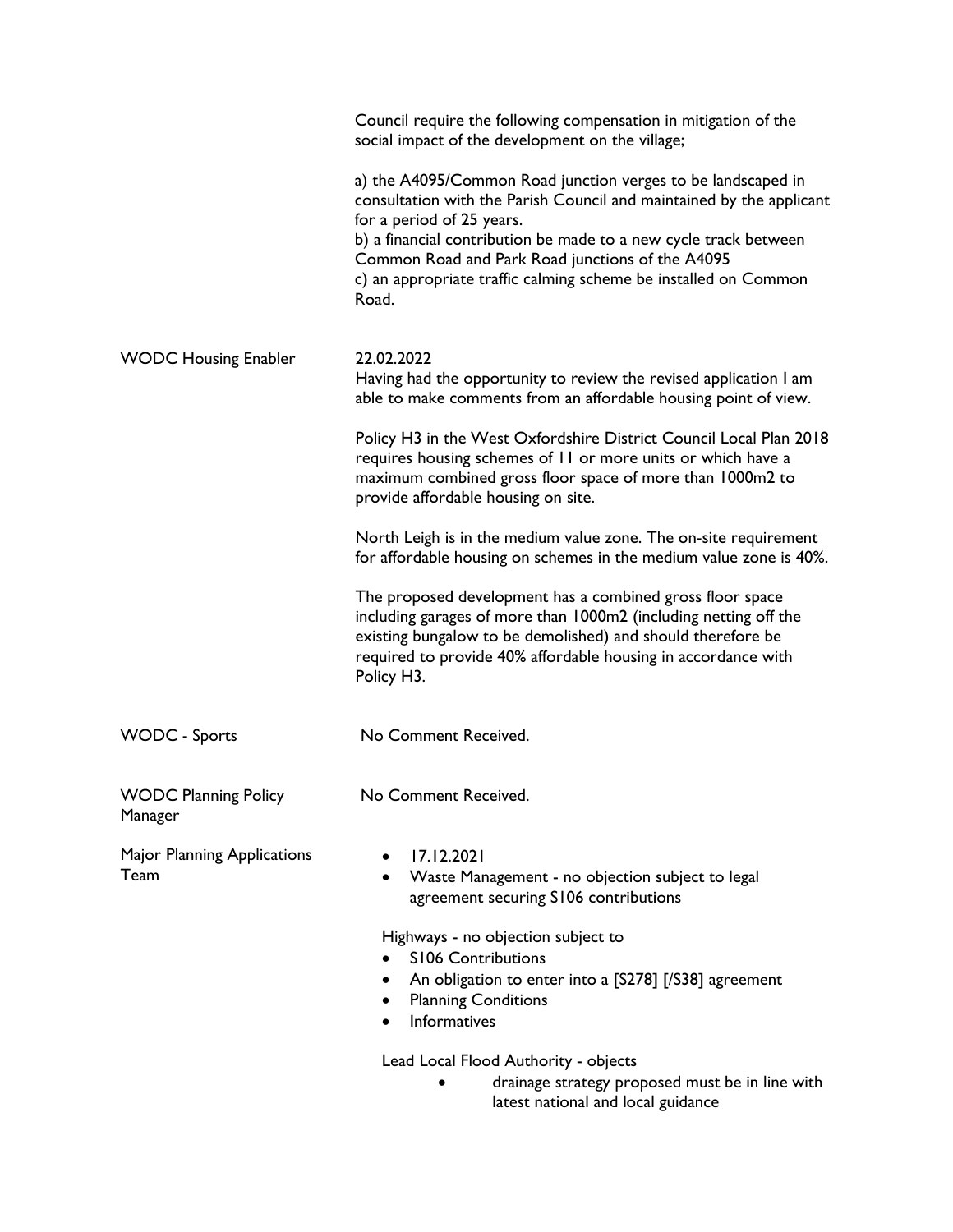| | |
|---|---|
| | Council require the following compensation in mitigation of the social impact of the development on the village;<br><br>a) the A4095/Common Road junction verges to be landscaped in consultation with the Parish Council and maintained by the applicant for a period of 25 years.<br>b) a financial contribution be made to a new cycle track between Common Road and Park Road junctions of the A4095<br>c) an appropriate traffic calming scheme be installed on Common Road. |
| WODC Housing Enabler | 22.02.2022<br>Having had the opportunity to review the revised application I am able to make comments from an affordable housing point of view.<br><br>Policy H3 in the West Oxfordshire District Council Local Plan 2018 requires housing schemes of 11 or more units or which have a maximum combined gross floor space of more than 1000m2 to provide affordable housing on site.<br><br>North Leigh is in the medium value zone. The on-site requirement for affordable housing on schemes in the medium value zone is 40%.<br><br>The proposed development has a combined gross floor space including garages of more than 1000m2 (including netting off the existing bungalow to be demolished) and should therefore be required to provide 40% affordable housing in accordance with Policy H3. |
| WODC - Sports | No Comment Received. |
| WODC Planning Policy Manager | No Comment Received. |
| Major Planning Applications Team | • 17.12.2021<br>• Waste Management - no objection subject to legal agreement securing S106 contributions<br><br>Highways - no objection subject to<br>• S106 Contributions<br>• An obligation to enter into a [S278] [/S38] agreement<br>• Planning Conditions<br>• Informatives<br><br>Lead Local Flood Authority - objects<br>• drainage strategy proposed must be in line with latest national and local guidance |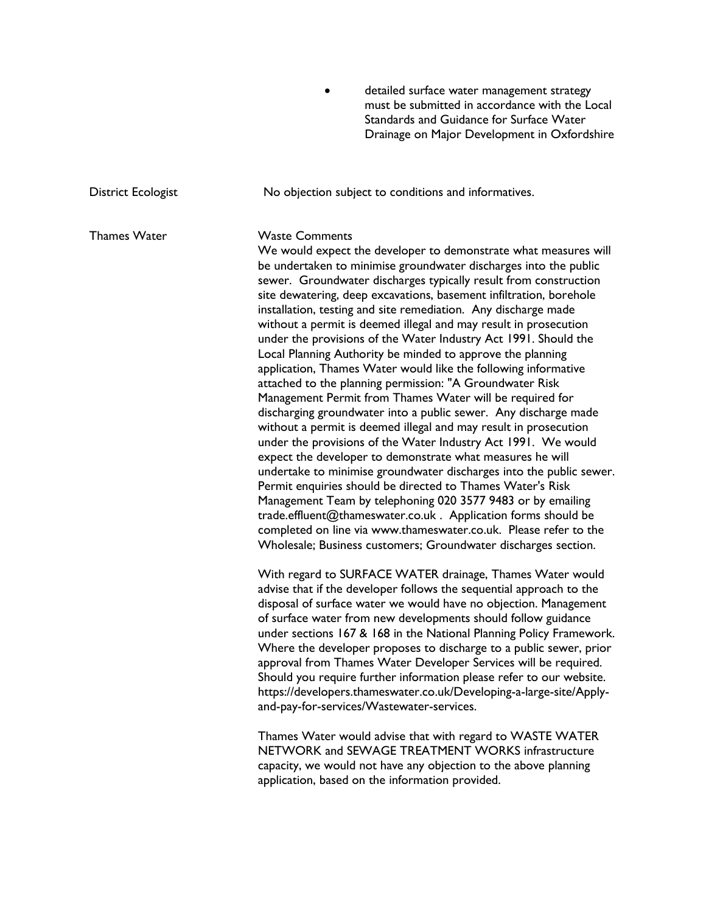- detailed surface water management strategy must be submitted in accordance with the Local Standards and Guidance for Surface Water Drainage on Major Development in Oxfordshire

| | |
|---|---|
| District Ecologist | No objection subject to conditions and informatives. |
| Thames Water | Waste Comments<br>We would expect the developer to demonstrate what measures will be undertaken to minimise groundwater discharges into the public sewer. Groundwater discharges typically result from construction site dewatering, deep excavations, basement infiltration, borehole installation, testing and site remediation. Any discharge made without a permit is deemed illegal and may result in prosecution under the provisions of the Water Industry Act 1991. Should the Local Planning Authority be minded to approve the planning application, Thames Water would like the following informative attached to the planning permission: "A Groundwater Risk Management Permit from Thames Water will be required for discharging groundwater into a public sewer. Any discharge made without a permit is deemed illegal and may result in prosecution under the provisions of the Water Industry Act 1991. We would expect the developer to demonstrate what measures he will undertake to minimise groundwater discharges into the public sewer. Permit enquiries should be directed to Thames Water's Risk Management Team by telephoning 020 3577 9483 or by emailing trade.effluent@thameswater.co.uk . Application forms should be completed on line via www.thameswater.co.uk. Please refer to the Wholesale; Business customers; Groundwater discharges section.<br><br>With regard to SURFACE WATER drainage, Thames Water would advise that if the developer follows the sequential approach to the disposal of surface water we would have no objection. Management of surface water from new developments should follow guidance under sections 167 & 168 in the National Planning Policy Framework. Where the developer proposes to discharge to a public sewer, prior approval from Thames Water Developer Services will be required. Should you require further information please refer to our website. https://developers.thameswater.co.uk/Developing-a-large-site/Apply-and-pay-for-services/Wastewater-services.<br><br>Thames Water would advise that with regard to WASTE WATER NETWORK and SEWAGE TREATMENT WORKS infrastructure capacity, we would not have any objection to the above planning application, based on the information provided. |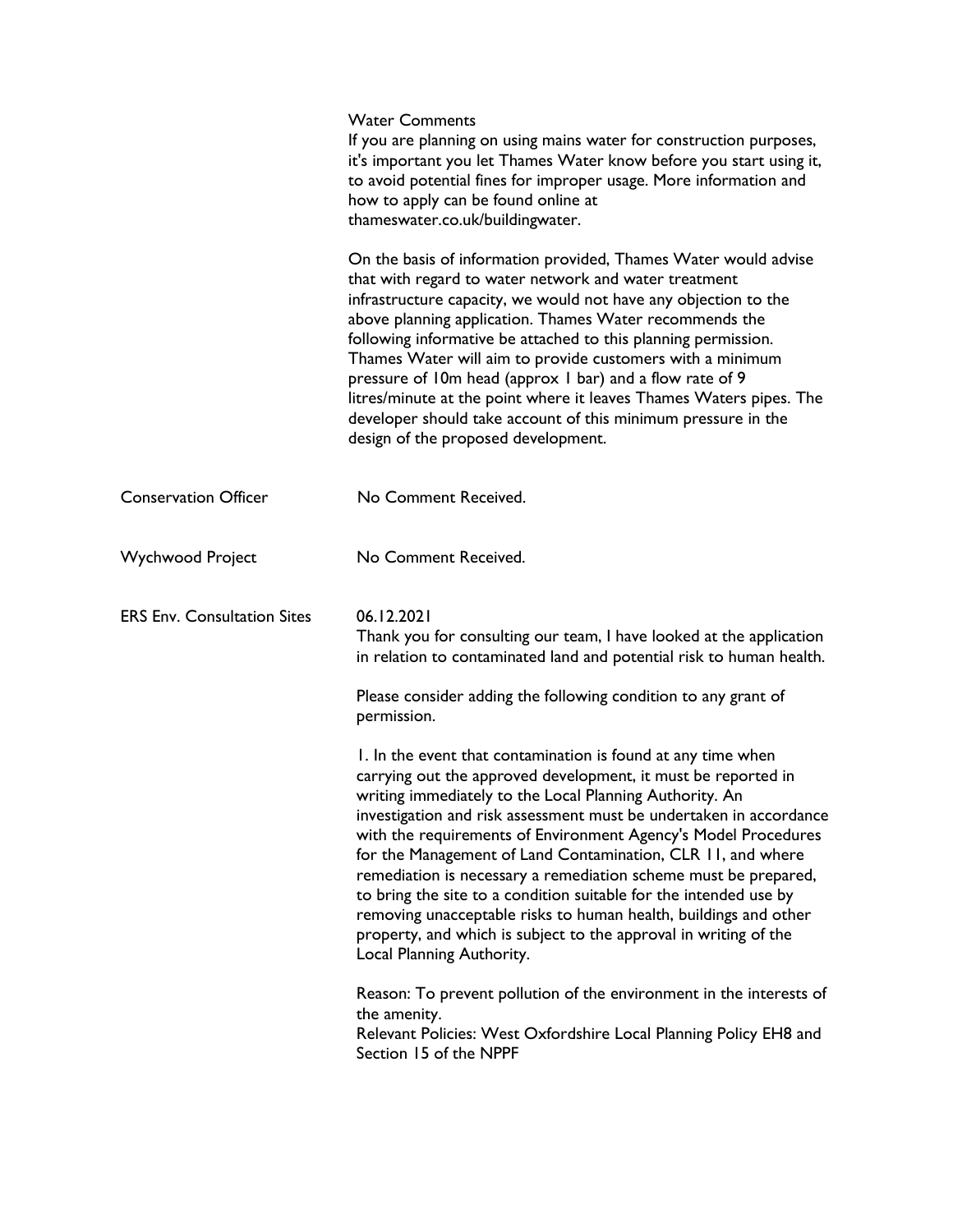| | |
|---|---|
| | Water Comments<br>If you are planning on using mains water for construction purposes, it's important you let Thames Water know before you start using it, to avoid potential fines for improper usage. More information and how to apply can be found online at thameswater.co.uk/buildingwater.<br><br>On the basis of information provided, Thames Water would advise that with regard to water network and water treatment infrastructure capacity, we would not have any objection to the above planning application. Thames Water recommends the following informative be attached to this planning permission. Thames Water will aim to provide customers with a minimum pressure of 10m head (approx 1 bar) and a flow rate of 9 litres/minute at the point where it leaves Thames Waters pipes. The developer should take account of this minimum pressure in the design of the proposed development. |
| Conservation Officer | No Comment Received. |
| Wychwood Project | No Comment Received. |
| ERS Env. Consultation Sites | 06.12.2021<br>Thank you for consulting our team, I have looked at the application in relation to contaminated land and potential risk to human health.<br><br>Please consider adding the following condition to any grant of permission.<br><br>1. In the event that contamination is found at any time when carrying out the approved development, it must be reported in writing immediately to the Local Planning Authority. An investigation and risk assessment must be undertaken in accordance with the requirements of Environment Agency's Model Procedures for the Management of Land Contamination, CLR 11, and where remediation is necessary a remediation scheme must be prepared, to bring the site to a condition suitable for the intended use by removing unacceptable risks to human health, buildings and other property, and which is subject to the approval in writing of the Local Planning Authority.<br><br>Reason: To prevent pollution of the environment in the interests of the amenity.<br>Relevant Policies: West Oxfordshire Local Planning Policy EH8 and Section 15 of the NPPF |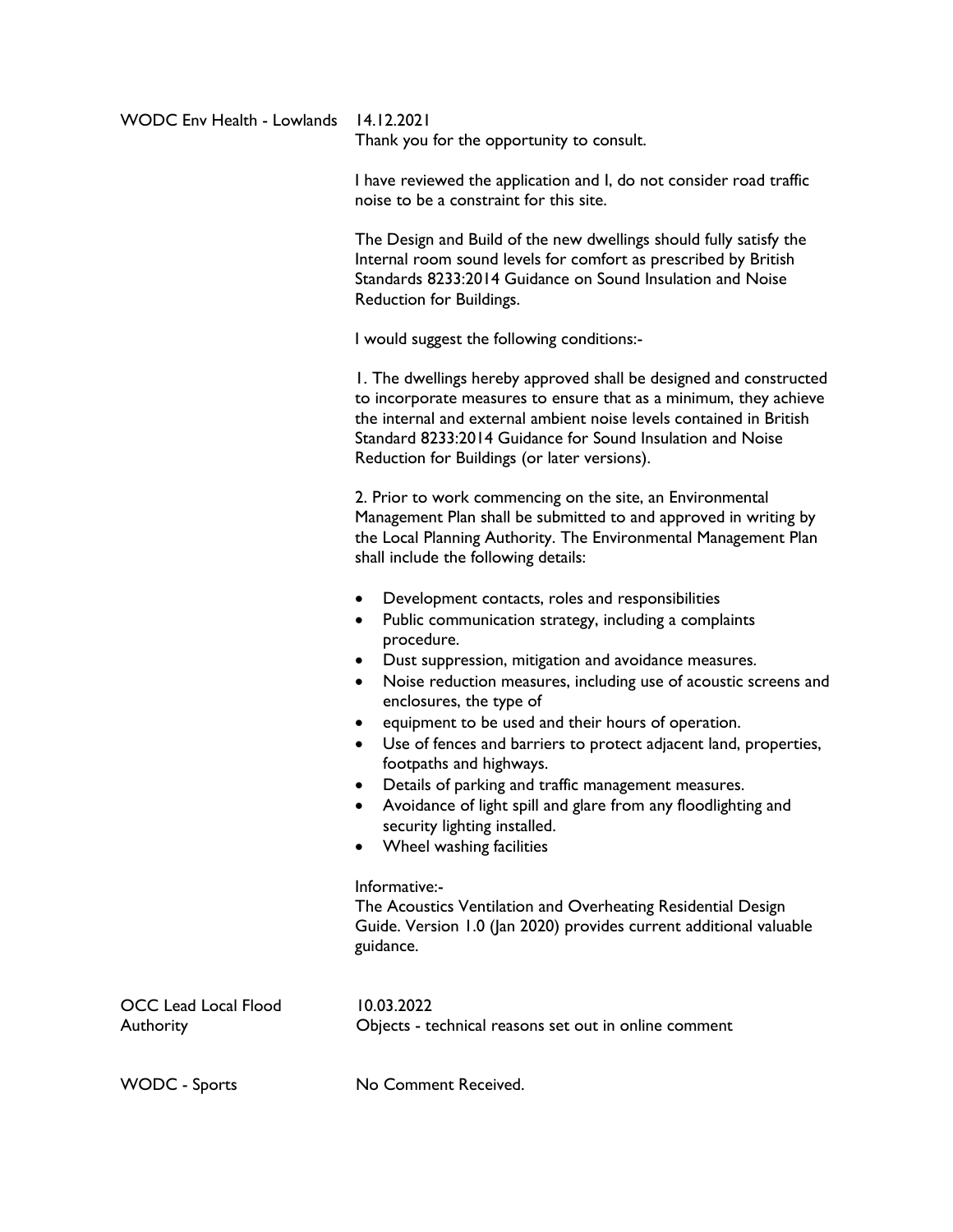| | |
|---|---|
| WODC Env Health - Lowlands | 14.12.2021<br>Thank you for the opportunity to consult.<br><br>I have reviewed the application and I, do not consider road traffic noise to be a constraint for this site.<br><br>The Design and Build of the new dwellings should fully satisfy the Internal room sound levels for comfort as prescribed by British Standards 8233:2014 Guidance on Sound Insulation and Noise Reduction for Buildings.<br><br>I would suggest the following conditions:-<br><br>1. The dwellings hereby approved shall be designed and constructed to incorporate measures to ensure that as a minimum, they achieve the internal and external ambient noise levels contained in British Standard 8233:2014 Guidance for Sound Insulation and Noise Reduction for Buildings (or later versions).<br><br>2. Prior to work commencing on the site, an Environmental Management Plan shall be submitted to and approved in writing by the Local Planning Authority. The Environmental Management Plan shall include the following details:<br><br>• Development contacts, roles and responsibilities<br>• Public communication strategy, including a complaints procedure.<br>• Dust suppression, mitigation and avoidance measures.<br>• Noise reduction measures, including use of acoustic screens and enclosures, the type of<br>• equipment to be used and their hours of operation.<br>• Use of fences and barriers to protect adjacent land, properties, footpaths and highways.<br>• Details of parking and traffic management measures.<br>• Avoidance of light spill and glare from any floodlighting and security lighting installed.<br>• Wheel washing facilities<br><br>Informative:-<br>The Acoustics Ventilation and Overheating Residential Design Guide. Version 1.0 (Jan 2020) provides current additional valuable guidance. |
| OCC Lead Local Flood Authority | 10.03.2022<br>Objects - technical reasons set out in online comment |
| WODC - Sports | No Comment Received. |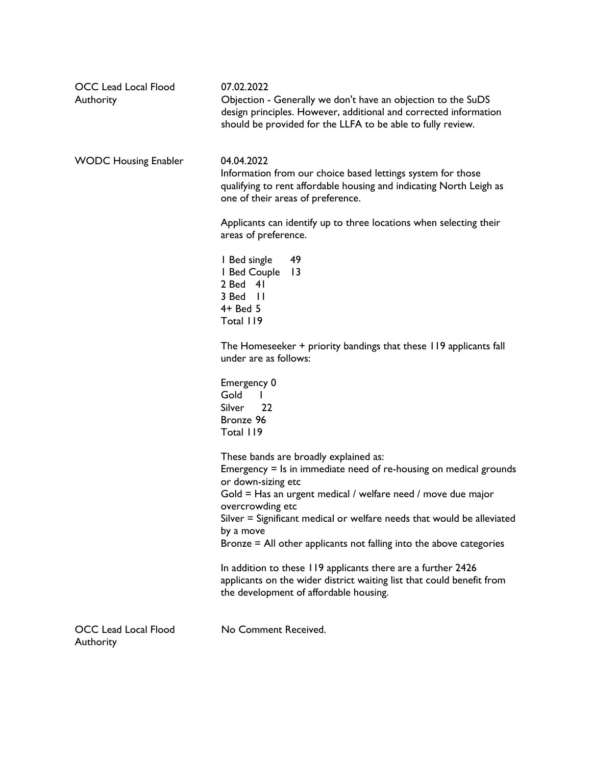| | |
|---|---|
| OCC Lead Local Flood Authority | 07.02.2022<br>Objection - Generally we don't have an objection to the SuDS design principles. However, additional and corrected information should be provided for the LLFA to be able to fully review. |
| WODC Housing Enabler | 04.04.2022<br>Information from our choice based lettings system for those qualifying to rent affordable housing and indicating North Leigh as one of their areas of preference.<br><br>Applicants can identify up to three locations when selecting their areas of preference.<br><br>1 Bed single 49<br>1 Bed Couple 13<br>2 Bed 41<br>3 Bed 11<br>4+ Bed 5<br>Total 119<br><br>The Homeseeker + priority bandings that these 119 applicants fall under are as follows:<br><br>Emergency 0<br>Gold 1<br>Silver 22<br>Bronze 96<br>Total 119<br><br>These bands are broadly explained as:<br>Emergency = Is in immediate need of re-housing on medical grounds or down-sizing etc<br>Gold = Has an urgent medical / welfare need / move due major overcrowding etc<br>Silver = Significant medical or welfare needs that would be alleviated by a move<br>Bronze = All other applicants not falling into the above categories<br><br>In addition to these 119 applicants there are a further 2426 applicants on the wider district waiting list that could benefit from the development of affordable housing. |
| OCC Lead Local Flood Authority | No Comment Received. |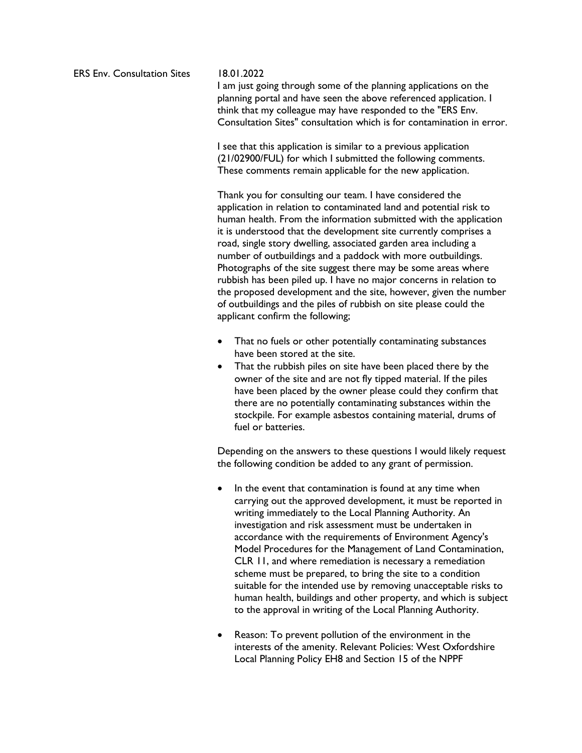ERS Env. Consultation Sites

18.01.2022

I am just going through some of the planning applications on the planning portal and have seen the above referenced application. I think that my colleague may have responded to the "ERS Env. Consultation Sites" consultation which is for contamination in error.

I see that this application is similar to a previous application (21/02900/FUL) for which I submitted the following comments. These comments remain applicable for the new application.

Thank you for consulting our team. I have considered the application in relation to contaminated land and potential risk to human health. From the information submitted with the application it is understood that the development site currently comprises a road, single story dwelling, associated garden area including a number of outbuildings and a paddock with more outbuildings. Photographs of the site suggest there may be some areas where rubbish has been piled up. I have no major concerns in relation to the proposed development and the site, however, given the number of outbuildings and the piles of rubbish on site please could the applicant confirm the following;

- That no fuels or other potentially contaminating substances have been stored at the site.
- That the rubbish piles on site have been placed there by the owner of the site and are not fly tipped material. If the piles have been placed by the owner please could they confirm that there are no potentially contaminating substances within the stockpile. For example asbestos containing material, drums of fuel or batteries.

Depending on the answers to these questions I would likely request the following condition be added to any grant of permission.

- In the event that contamination is found at any time when carrying out the approved development, it must be reported in writing immediately to the Local Planning Authority. An investigation and risk assessment must be undertaken in accordance with the requirements of Environment Agency's Model Procedures for the Management of Land Contamination, CLR 11, and where remediation is necessary a remediation scheme must be prepared, to bring the site to a condition suitable for the intended use by removing unacceptable risks to human health, buildings and other property, and which is subject to the approval in writing of the Local Planning Authority.
- Reason: To prevent pollution of the environment in the interests of the amenity. Relevant Policies: West Oxfordshire Local Planning Policy EH8 and Section 15 of the NPPF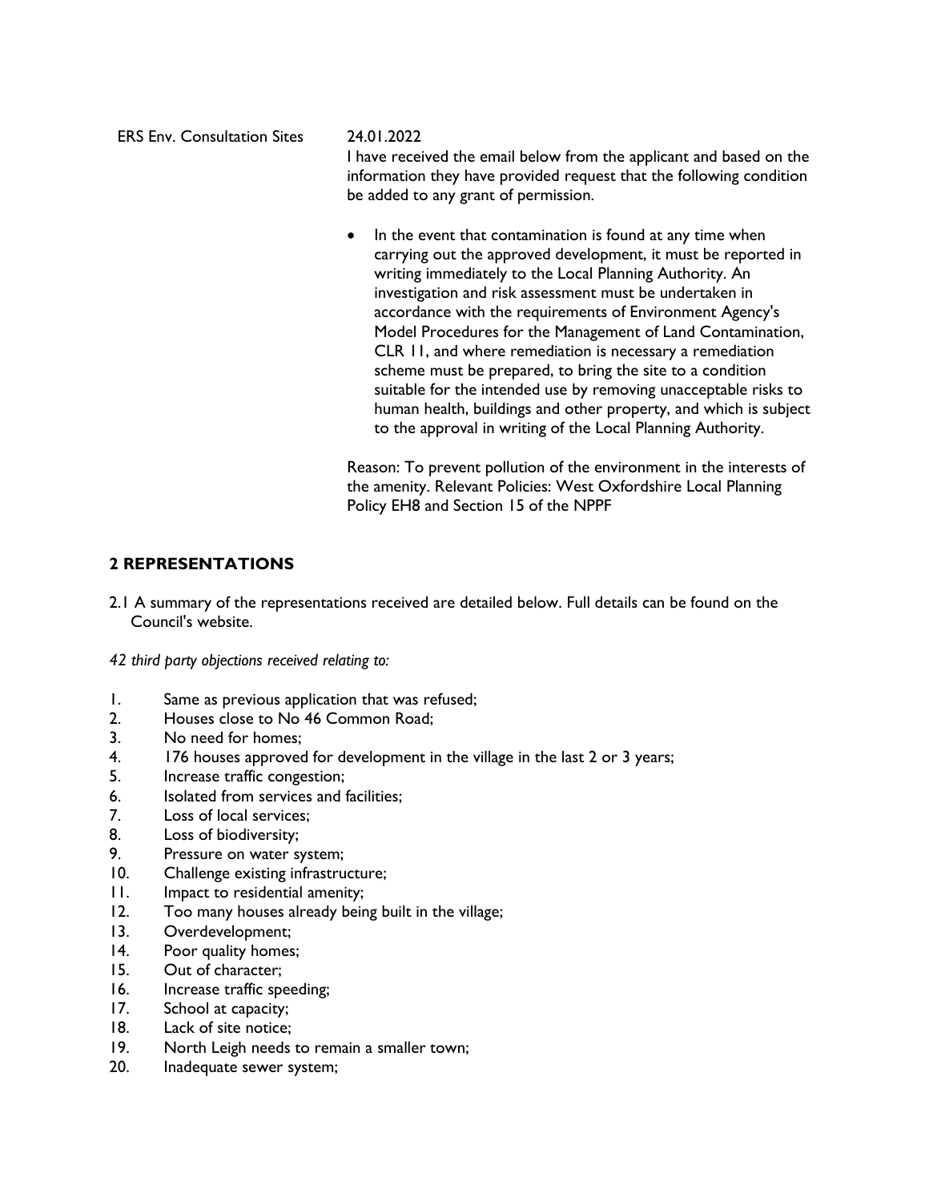ERS Env. Consultation Sites 24.01.2022

I have received the email below from the applicant and based on the information they have provided request that the following condition be added to any grant of permission.

- In the event that contamination is found at any time when carrying out the approved development, it must be reported in writing immediately to the Local Planning Authority. An investigation and risk assessment must be undertaken in accordance with the requirements of Environment Agency's Model Procedures for the Management of Land Contamination, CLR 11, and where remediation is necessary a remediation scheme must be prepared, to bring the site to a condition suitable for the intended use by removing unacceptable risks to human health, buildings and other property, and which is subject to the approval in writing of the Local Planning Authority.

Reason: To prevent pollution of the environment in the interests of the amenity. Relevant Policies: West Oxfordshire Local Planning Policy EH8 and Section 15 of the NPPF

## 2 REPRESENTATIONS

2.1 A summary of the representations received are detailed below. Full details can be found on the Council's website.

*42 third party objections received relating to:*

1. Same as previous application that was refused;
2. Houses close to No 46 Common Road;
3. No need for homes;
4. 176 houses approved for development in the village in the last 2 or 3 years;
5. Increase traffic congestion;
6. Isolated from services and facilities;
7. Loss of local services;
8. Loss of biodiversity;
9. Pressure on water system;
10. Challenge existing infrastructure;
11. Impact to residential amenity;
12. Too many houses already being built in the village;
13. Overdevelopment;
14. Poor quality homes;
15. Out of character;
16. Increase traffic speeding;
17. School at capacity;
18. Lack of site notice;
19. North Leigh needs to remain a smaller town;
20. Inadequate sewer system;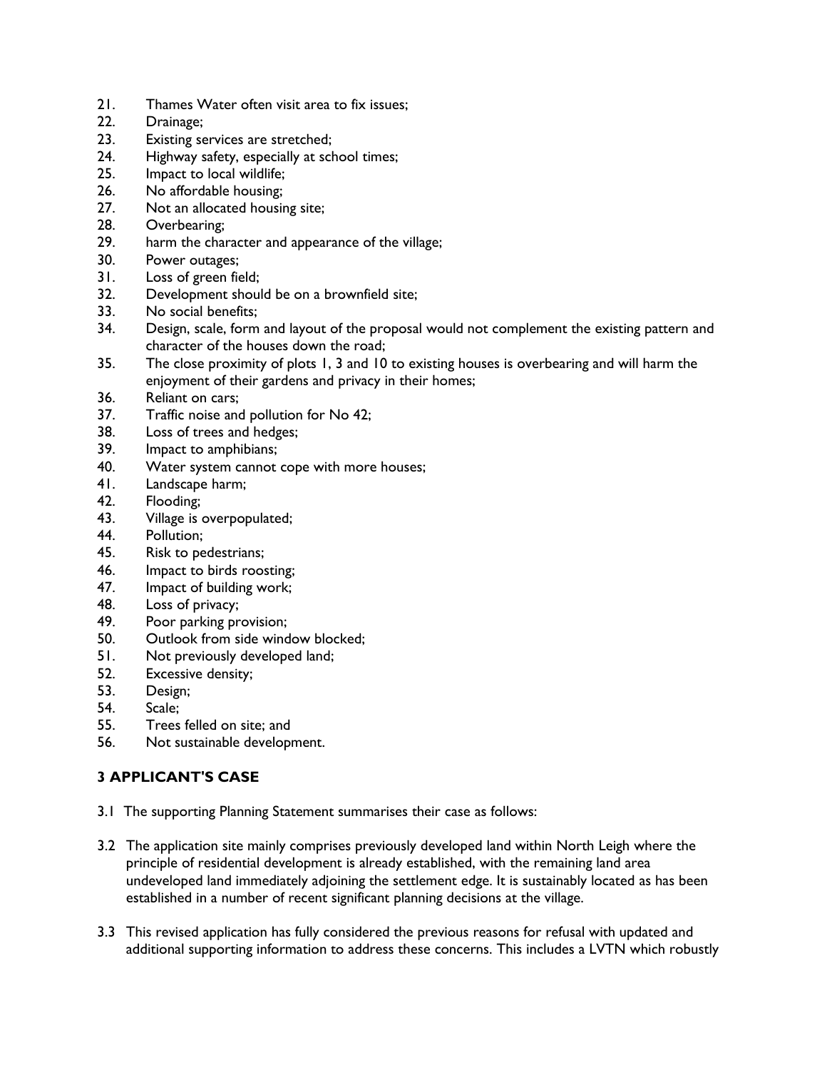21. Thames Water often visit area to fix issues;
22. Drainage;
23. Existing services are stretched;
24. Highway safety, especially at school times;
25. Impact to local wildlife;
26. No affordable housing;
27. Not an allocated housing site;
28. Overbearing;
29. harm the character and appearance of the village;
30. Power outages;
31. Loss of green field;
32. Development should be on a brownfield site;
33. No social benefits;
34. Design, scale, form and layout of the proposal would not complement the existing pattern and character of the houses down the road;
35. The close proximity of plots 1, 3 and 10 to existing houses is overbearing and will harm the enjoyment of their gardens and privacy in their homes;
36. Reliant on cars;
37. Traffic noise and pollution for No 42;
38. Loss of trees and hedges;
39. Impact to amphibians;
40. Water system cannot cope with more houses;
41. Landscape harm;
42. Flooding;
43. Village is overpopulated;
44. Pollution;
45. Risk to pedestrians;
46. Impact to birds roosting;
47. Impact of building work;
48. Loss of privacy;
49. Poor parking provision;
50. Outlook from side window blocked;
51. Not previously developed land;
52. Excessive density;
53. Design;
54. Scale;
55. Trees felled on site; and
56. Not sustainable development.

## 3 APPLICANT'S CASE

3.1 The supporting Planning Statement summarises their case as follows:

3.2 The application site mainly comprises previously developed land within North Leigh where the principle of residential development is already established, with the remaining land area undeveloped land immediately adjoining the settlement edge. It is sustainably located as has been established in a number of recent significant planning decisions at the village.

3.3 This revised application has fully considered the previous reasons for refusal with updated and additional supporting information to address these concerns. This includes a LVTN which robustly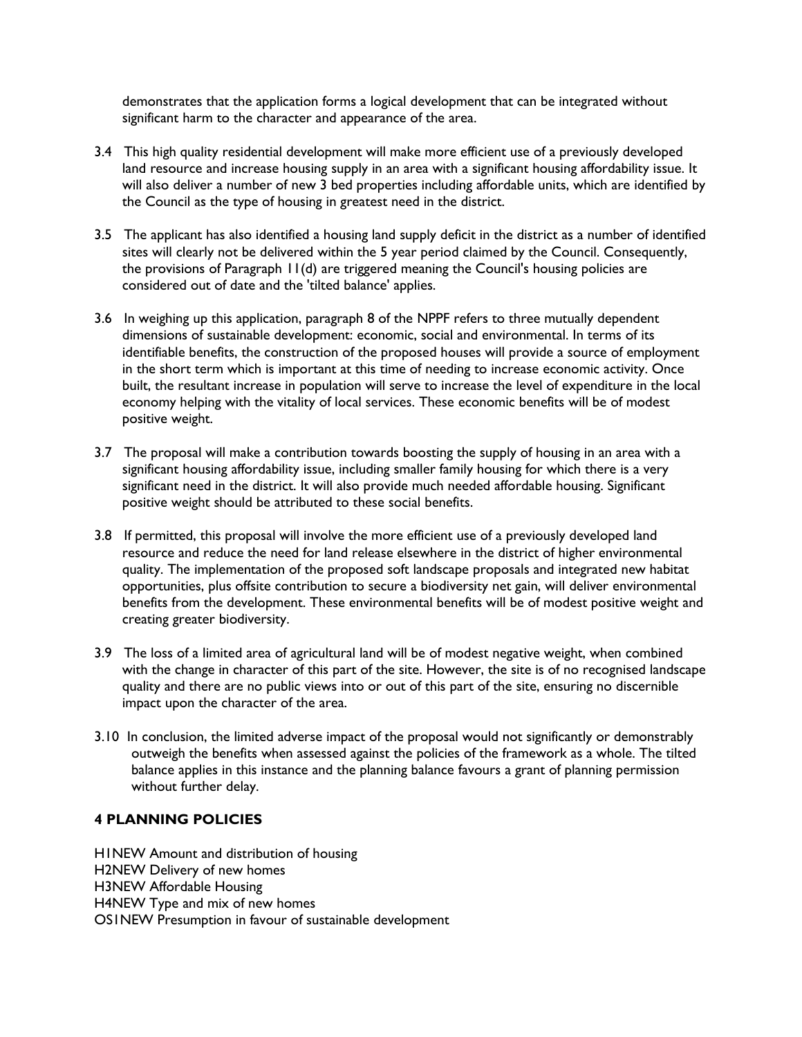demonstrates that the application forms a logical development that can be integrated without significant harm to the character and appearance of the area.

3.4 This high quality residential development will make more efficient use of a previously developed land resource and increase housing supply in an area with a significant housing affordability issue. It will also deliver a number of new 3 bed properties including affordable units, which are identified by the Council as the type of housing in greatest need in the district.

3.5 The applicant has also identified a housing land supply deficit in the district as a number of identified sites will clearly not be delivered within the 5 year period claimed by the Council. Consequently, the provisions of Paragraph 11(d) are triggered meaning the Council's housing policies are considered out of date and the 'tilted balance' applies.

3.6 In weighing up this application, paragraph 8 of the NPPF refers to three mutually dependent dimensions of sustainable development: economic, social and environmental. In terms of its identifiable benefits, the construction of the proposed houses will provide a source of employment in the short term which is important at this time of needing to increase economic activity. Once built, the resultant increase in population will serve to increase the level of expenditure in the local economy helping with the vitality of local services. These economic benefits will be of modest positive weight.

3.7 The proposal will make a contribution towards boosting the supply of housing in an area with a significant housing affordability issue, including smaller family housing for which there is a very significant need in the district. It will also provide much needed affordable housing. Significant positive weight should be attributed to these social benefits.

3.8 If permitted, this proposal will involve the more efficient use of a previously developed land resource and reduce the need for land release elsewhere in the district of higher environmental quality. The implementation of the proposed soft landscape proposals and integrated new habitat opportunities, plus offsite contribution to secure a biodiversity net gain, will deliver environmental benefits from the development. These environmental benefits will be of modest positive weight and creating greater biodiversity.

3.9 The loss of a limited area of agricultural land will be of modest negative weight, when combined with the change in character of this part of the site. However, the site is of no recognised landscape quality and there are no public views into or out of this part of the site, ensuring no discernible impact upon the character of the area.

3.10 In conclusion, the limited adverse impact of the proposal would not significantly or demonstrably outweigh the benefits when assessed against the policies of the framework as a whole. The tilted balance applies in this instance and the planning balance favours a grant of planning permission without further delay.

## 4 PLANNING POLICIES

H1NEW Amount and distribution of housing
H2NEW Delivery of new homes
H3NEW Affordable Housing
H4NEW Type and mix of new homes
OS1NEW Presumption in favour of sustainable development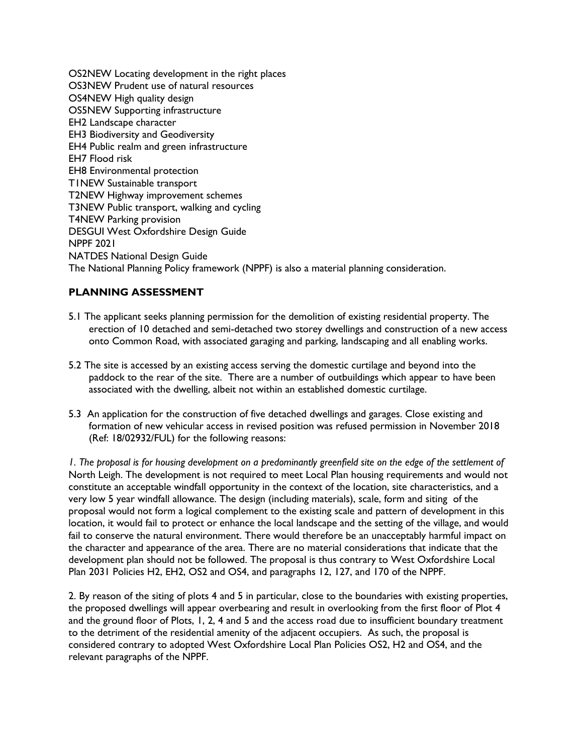OS2NEW Locating development in the right places
OS3NEW Prudent use of natural resources
OS4NEW High quality design
OS5NEW Supporting infrastructure
EH2 Landscape character
EH3 Biodiversity and Geodiversity
EH4 Public realm and green infrastructure
EH7 Flood risk
EH8 Environmental protection
T1NEW Sustainable transport
T2NEW Highway improvement schemes
T3NEW Public transport, walking and cycling
T4NEW Parking provision
DESGUI West Oxfordshire Design Guide
NPPF 2021
NATDES National Design Guide
The National Planning Policy framework (NPPF) is also a material planning consideration.

## PLANNING ASSESSMENT

5.1 The applicant seeks planning permission for the demolition of existing residential property. The erection of 10 detached and semi-detached two storey dwellings and construction of a new access onto Common Road, with associated garaging and parking, landscaping and all enabling works.

5.2 The site is accessed by an existing access serving the domestic curtilage and beyond into the paddock to the rear of the site. There are a number of outbuildings which appear to have been associated with the dwelling, albeit not within an established domestic curtilage.

5.3 An application for the construction of five detached dwellings and garages. Close existing and formation of new vehicular access in revised position was refused permission in November 2018 (Ref: 18/02932/FUL) for the following reasons:

*1. The proposal is for housing development on a predominantly greenfield site on the edge of the settlement of* North Leigh. The development is not required to meet Local Plan housing requirements and would not constitute an acceptable windfall opportunity in the context of the location, site characteristics, and a very low 5 year windfall allowance. The design (including materials), scale, form and siting of the proposal would not form a logical complement to the existing scale and pattern of development in this location, it would fail to protect or enhance the local landscape and the setting of the village, and would fail to conserve the natural environment. There would therefore be an unacceptably harmful impact on the character and appearance of the area. There are no material considerations that indicate that the development plan should not be followed. The proposal is thus contrary to West Oxfordshire Local Plan 2031 Policies H2, EH2, OS2 and OS4, and paragraphs 12, 127, and 170 of the NPPF.

2. By reason of the siting of plots 4 and 5 in particular, close to the boundaries with existing properties, the proposed dwellings will appear overbearing and result in overlooking from the first floor of Plot 4 and the ground floor of Plots, 1, 2, 4 and 5 and the access road due to insufficient boundary treatment to the detriment of the residential amenity of the adjacent occupiers. As such, the proposal is considered contrary to adopted West Oxfordshire Local Plan Policies OS2, H2 and OS4, and the relevant paragraphs of the NPPF.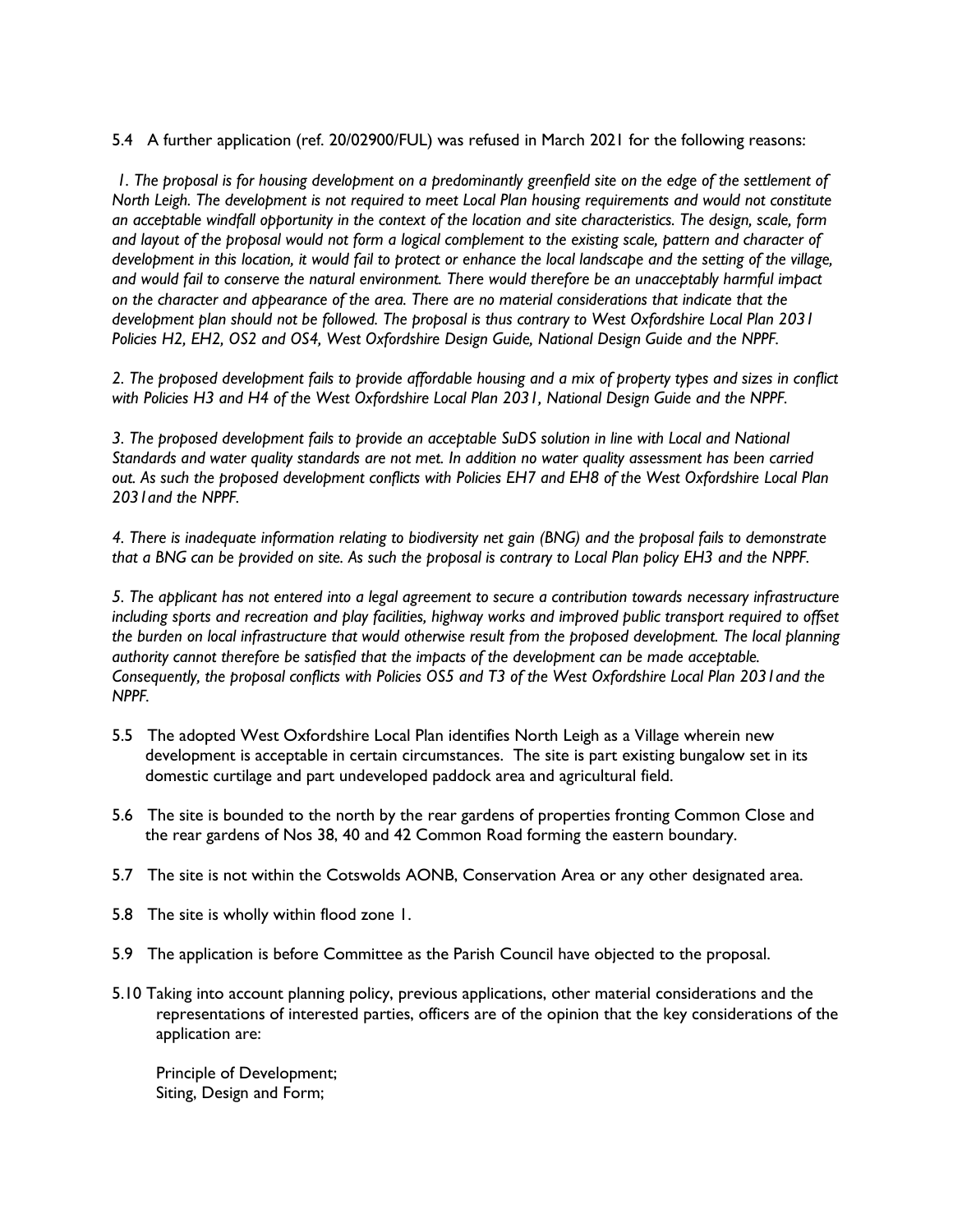5.4 A further application (ref. 20/02900/FUL) was refused in March 2021 for the following reasons:

*1. The proposal is for housing development on a predominantly greenfield site on the edge of the settlement of North Leigh. The development is not required to meet Local Plan housing requirements and would not constitute an acceptable windfall opportunity in the context of the location and site characteristics. The design, scale, form and layout of the proposal would not form a logical complement to the existing scale, pattern and character of development in this location, it would fail to protect or enhance the local landscape and the setting of the village, and would fail to conserve the natural environment. There would therefore be an unacceptably harmful impact on the character and appearance of the area. There are no material considerations that indicate that the development plan should not be followed. The proposal is thus contrary to West Oxfordshire Local Plan 2031 Policies H2, EH2, OS2 and OS4, West Oxfordshire Design Guide, National Design Guide and the NPPF.*

*2. The proposed development fails to provide affordable housing and a mix of property types and sizes in conflict with Policies H3 and H4 of the West Oxfordshire Local Plan 2031, National Design Guide and the NPPF.*

*3. The proposed development fails to provide an acceptable SuDS solution in line with Local and National Standards and water quality standards are not met. In addition no water quality assessment has been carried out. As such the proposed development conflicts with Policies EH7 and EH8 of the West Oxfordshire Local Plan 2031and the NPPF.*

*4. There is inadequate information relating to biodiversity net gain (BNG) and the proposal fails to demonstrate that a BNG can be provided on site. As such the proposal is contrary to Local Plan policy EH3 and the NPPF.*

*5. The applicant has not entered into a legal agreement to secure a contribution towards necessary infrastructure including sports and recreation and play facilities, highway works and improved public transport required to offset the burden on local infrastructure that would otherwise result from the proposed development. The local planning authority cannot therefore be satisfied that the impacts of the development can be made acceptable. Consequently, the proposal conflicts with Policies OS5 and T3 of the West Oxfordshire Local Plan 2031and the NPPF.*

5.5 The adopted West Oxfordshire Local Plan identifies North Leigh as a Village wherein new development is acceptable in certain circumstances. The site is part existing bungalow set in its domestic curtilage and part undeveloped paddock area and agricultural field.

5.6 The site is bounded to the north by the rear gardens of properties fronting Common Close and the rear gardens of Nos 38, 40 and 42 Common Road forming the eastern boundary.

5.7 The site is not within the Cotswolds AONB, Conservation Area or any other designated area.

5.8 The site is wholly within flood zone 1.

5.9 The application is before Committee as the Parish Council have objected to the proposal.

5.10 Taking into account planning policy, previous applications, other material considerations and the representations of interested parties, officers are of the opinion that the key considerations of the application are:

Principle of Development;
Siting, Design and Form;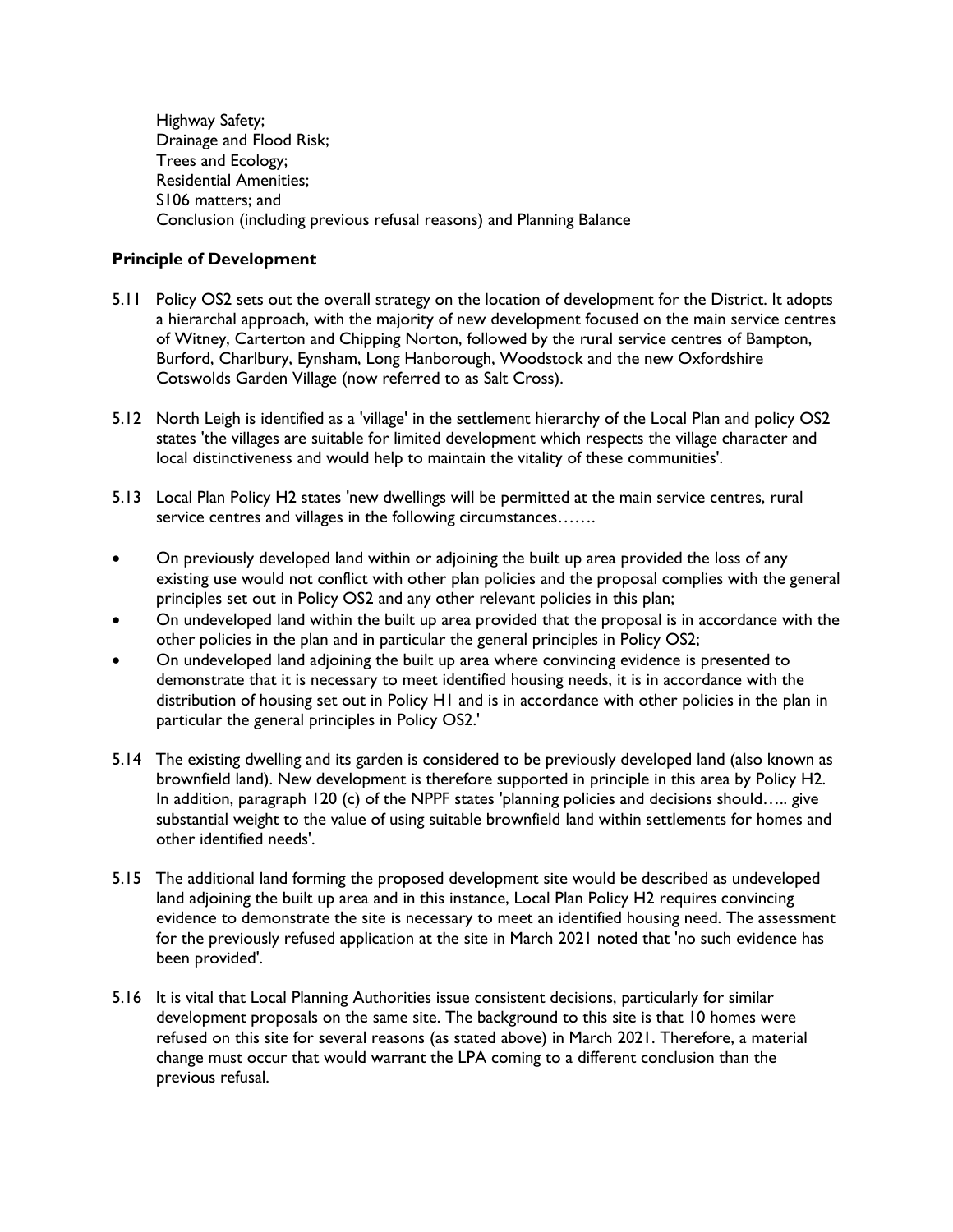Highway Safety;
Drainage and Flood Risk;
Trees and Ecology;
Residential Amenities;
S106 matters; and
Conclusion (including previous refusal reasons) and Planning Balance

**Principle of Development**

5.11 Policy OS2 sets out the overall strategy on the location of development for the District. It adopts a hierarchal approach, with the majority of new development focused on the main service centres of Witney, Carterton and Chipping Norton, followed by the rural service centres of Bampton, Burford, Charlbury, Eynsham, Long Hanborough, Woodstock and the new Oxfordshire Cotswolds Garden Village (now referred to as Salt Cross).

5.12 North Leigh is identified as a 'village' in the settlement hierarchy of the Local Plan and policy OS2 states 'the villages are suitable for limited development which respects the village character and local distinctiveness and would help to maintain the vitality of these communities'.

5.13 Local Plan Policy H2 states 'new dwellings will be permitted at the main service centres, rural service centres and villages in the following circumstances…….

- On previously developed land within or adjoining the built up area provided the loss of any existing use would not conflict with other plan policies and the proposal complies with the general principles set out in Policy OS2 and any other relevant policies in this plan;
- On undeveloped land within the built up area provided that the proposal is in accordance with the other policies in the plan and in particular the general principles in Policy OS2;
- On undeveloped land adjoining the built up area where convincing evidence is presented to demonstrate that it is necessary to meet identified housing needs, it is in accordance with the distribution of housing set out in Policy H1 and is in accordance with other policies in the plan in particular the general principles in Policy OS2.'

5.14 The existing dwelling and its garden is considered to be previously developed land (also known as brownfield land). New development is therefore supported in principle in this area by Policy H2. In addition, paragraph 120 (c) of the NPPF states 'planning policies and decisions should….. give substantial weight to the value of using suitable brownfield land within settlements for homes and other identified needs'.

5.15 The additional land forming the proposed development site would be described as undeveloped land adjoining the built up area and in this instance, Local Plan Policy H2 requires convincing evidence to demonstrate the site is necessary to meet an identified housing need. The assessment for the previously refused application at the site in March 2021 noted that 'no such evidence has been provided'.

5.16 It is vital that Local Planning Authorities issue consistent decisions, particularly for similar development proposals on the same site. The background to this site is that 10 homes were refused on this site for several reasons (as stated above) in March 2021. Therefore, a material change must occur that would warrant the LPA coming to a different conclusion than the previous refusal.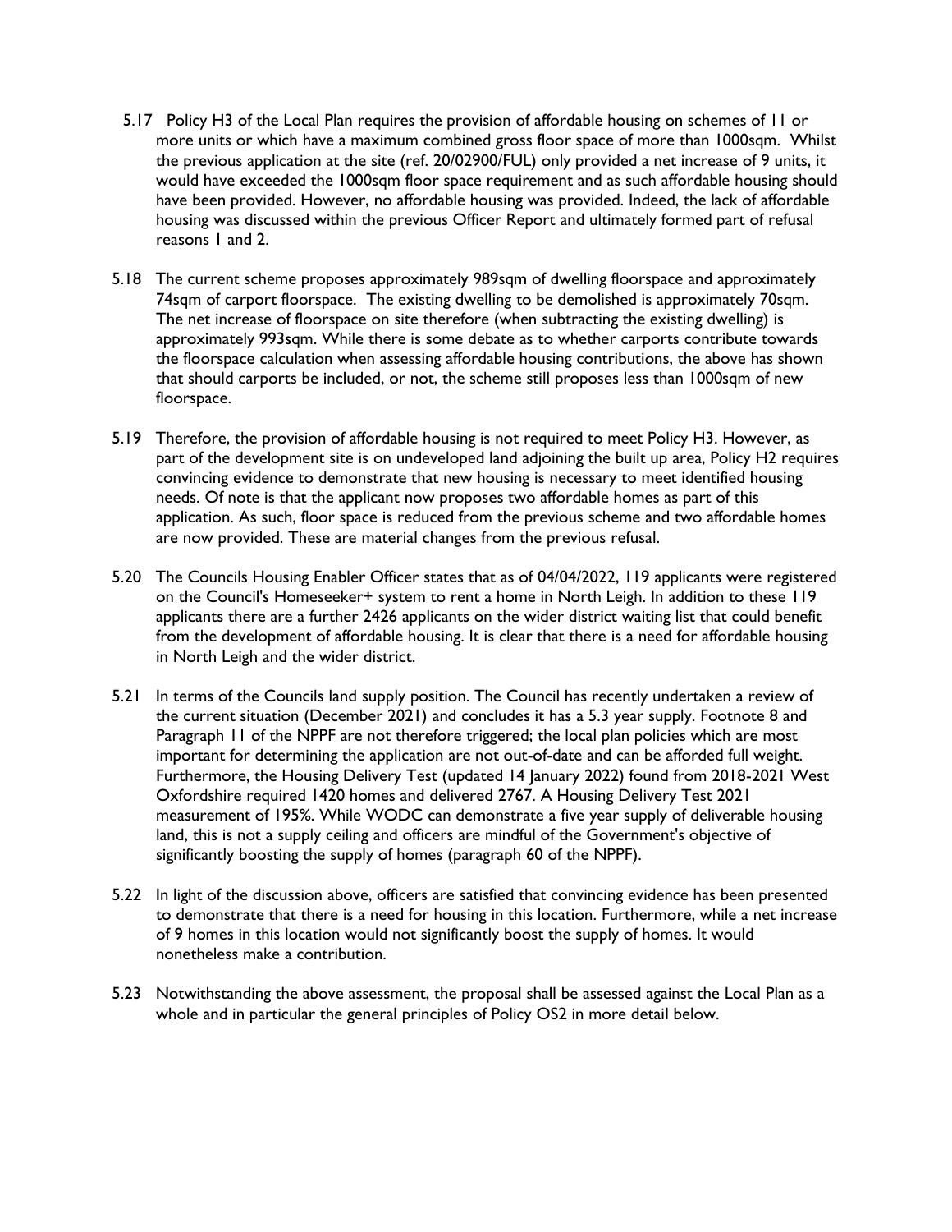5.17 Policy H3 of the Local Plan requires the provision of affordable housing on schemes of 11 or more units or which have a maximum combined gross floor space of more than 1000sqm. Whilst the previous application at the site (ref. 20/02900/FUL) only provided a net increase of 9 units, it would have exceeded the 1000sqm floor space requirement and as such affordable housing should have been provided. However, no affordable housing was provided. Indeed, the lack of affordable housing was discussed within the previous Officer Report and ultimately formed part of refusal reasons 1 and 2.

5.18 The current scheme proposes approximately 989sqm of dwelling floorspace and approximately 74sqm of carport floorspace. The existing dwelling to be demolished is approximately 70sqm. The net increase of floorspace on site therefore (when subtracting the existing dwelling) is approximately 993sqm. While there is some debate as to whether carports contribute towards the floorspace calculation when assessing affordable housing contributions, the above has shown that should carports be included, or not, the scheme still proposes less than 1000sqm of new floorspace.

5.19 Therefore, the provision of affordable housing is not required to meet Policy H3. However, as part of the development site is on undeveloped land adjoining the built up area, Policy H2 requires convincing evidence to demonstrate that new housing is necessary to meet identified housing needs. Of note is that the applicant now proposes two affordable homes as part of this application. As such, floor space is reduced from the previous scheme and two affordable homes are now provided. These are material changes from the previous refusal.

5.20 The Councils Housing Enabler Officer states that as of 04/04/2022, 119 applicants were registered on the Council's Homeseeker+ system to rent a home in North Leigh. In addition to these 119 applicants there are a further 2426 applicants on the wider district waiting list that could benefit from the development of affordable housing. It is clear that there is a need for affordable housing in North Leigh and the wider district.

5.21 In terms of the Councils land supply position. The Council has recently undertaken a review of the current situation (December 2021) and concludes it has a 5.3 year supply. Footnote 8 and Paragraph 11 of the NPPF are not therefore triggered; the local plan policies which are most important for determining the application are not out-of-date and can be afforded full weight. Furthermore, the Housing Delivery Test (updated 14 January 2022) found from 2018-2021 West Oxfordshire required 1420 homes and delivered 2767. A Housing Delivery Test 2021 measurement of 195%. While WODC can demonstrate a five year supply of deliverable housing land, this is not a supply ceiling and officers are mindful of the Government's objective of significantly boosting the supply of homes (paragraph 60 of the NPPF).

5.22 In light of the discussion above, officers are satisfied that convincing evidence has been presented to demonstrate that there is a need for housing in this location. Furthermore, while a net increase of 9 homes in this location would not significantly boost the supply of homes. It would nonetheless make a contribution.

5.23 Notwithstanding the above assessment, the proposal shall be assessed against the Local Plan as a whole and in particular the general principles of Policy OS2 in more detail below.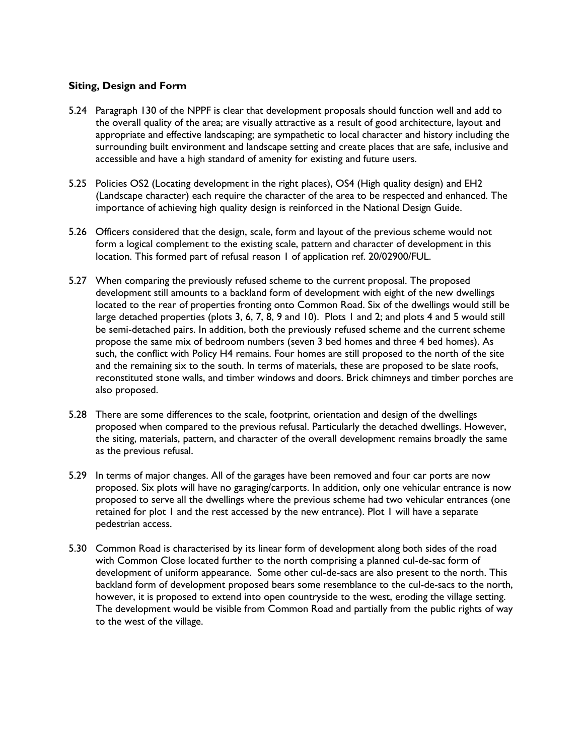**Siting, Design and Form**

5.24 Paragraph 130 of the NPPF is clear that development proposals should function well and add to the overall quality of the area; are visually attractive as a result of good architecture, layout and appropriate and effective landscaping; are sympathetic to local character and history including the surrounding built environment and landscape setting and create places that are safe, inclusive and accessible and have a high standard of amenity for existing and future users.

5.25 Policies OS2 (Locating development in the right places), OS4 (High quality design) and EH2 (Landscape character) each require the character of the area to be respected and enhanced. The importance of achieving high quality design is reinforced in the National Design Guide.

5.26 Officers considered that the design, scale, form and layout of the previous scheme would not form a logical complement to the existing scale, pattern and character of development in this location. This formed part of refusal reason 1 of application ref. 20/02900/FUL.

5.27 When comparing the previously refused scheme to the current proposal. The proposed development still amounts to a backland form of development with eight of the new dwellings located to the rear of properties fronting onto Common Road. Six of the dwellings would still be large detached properties (plots 3, 6, 7, 8, 9 and 10). Plots 1 and 2; and plots 4 and 5 would still be semi-detached pairs. In addition, both the previously refused scheme and the current scheme propose the same mix of bedroom numbers (seven 3 bed homes and three 4 bed homes). As such, the conflict with Policy H4 remains. Four homes are still proposed to the north of the site and the remaining six to the south. In terms of materials, these are proposed to be slate roofs, reconstituted stone walls, and timber windows and doors. Brick chimneys and timber porches are also proposed.

5.28 There are some differences to the scale, footprint, orientation and design of the dwellings proposed when compared to the previous refusal. Particularly the detached dwellings. However, the siting, materials, pattern, and character of the overall development remains broadly the same as the previous refusal.

5.29 In terms of major changes. All of the garages have been removed and four car ports are now proposed. Six plots will have no garaging/carports. In addition, only one vehicular entrance is now proposed to serve all the dwellings where the previous scheme had two vehicular entrances (one retained for plot 1 and the rest accessed by the new entrance). Plot 1 will have a separate pedestrian access.

5.30 Common Road is characterised by its linear form of development along both sides of the road with Common Close located further to the north comprising a planned cul-de-sac form of development of uniform appearance. Some other cul-de-sacs are also present to the north. This backland form of development proposed bears some resemblance to the cul-de-sacs to the north, however, it is proposed to extend into open countryside to the west, eroding the village setting. The development would be visible from Common Road and partially from the public rights of way to the west of the village.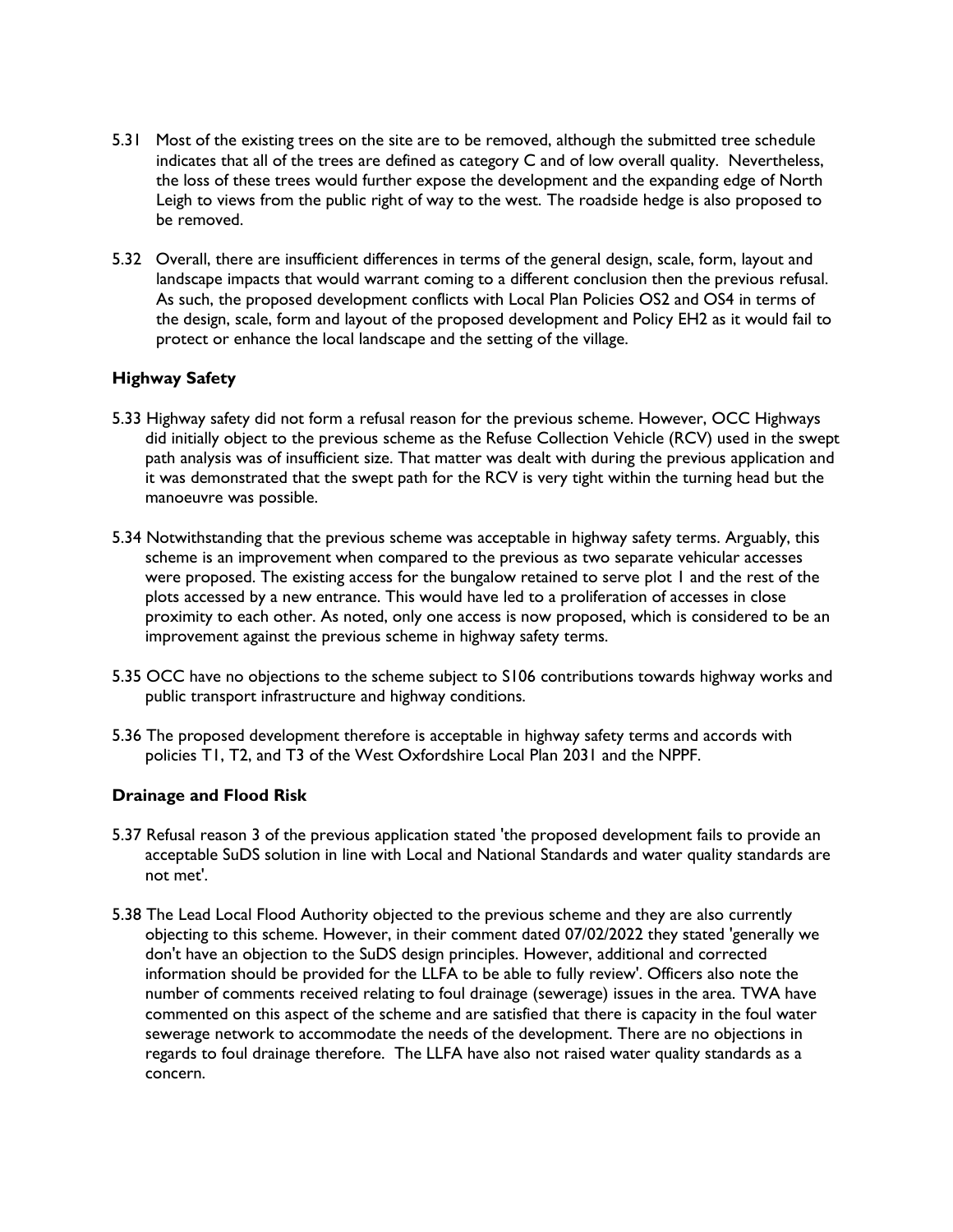5.31 Most of the existing trees on the site are to be removed, although the submitted tree schedule indicates that all of the trees are defined as category C and of low overall quality. Nevertheless, the loss of these trees would further expose the development and the expanding edge of North Leigh to views from the public right of way to the west. The roadside hedge is also proposed to be removed.

5.32 Overall, there are insufficient differences in terms of the general design, scale, form, layout and landscape impacts that would warrant coming to a different conclusion then the previous refusal. As such, the proposed development conflicts with Local Plan Policies OS2 and OS4 in terms of the design, scale, form and layout of the proposed development and Policy EH2 as it would fail to protect or enhance the local landscape and the setting of the village.

**Highway Safety**

5.33 Highway safety did not form a refusal reason for the previous scheme. However, OCC Highways did initially object to the previous scheme as the Refuse Collection Vehicle (RCV) used in the swept path analysis was of insufficient size. That matter was dealt with during the previous application and it was demonstrated that the swept path for the RCV is very tight within the turning head but the manoeuvre was possible.

5.34 Notwithstanding that the previous scheme was acceptable in highway safety terms. Arguably, this scheme is an improvement when compared to the previous as two separate vehicular accesses were proposed. The existing access for the bungalow retained to serve plot 1 and the rest of the plots accessed by a new entrance. This would have led to a proliferation of accesses in close proximity to each other. As noted, only one access is now proposed, which is considered to be an improvement against the previous scheme in highway safety terms.

5.35 OCC have no objections to the scheme subject to S106 contributions towards highway works and public transport infrastructure and highway conditions.

5.36 The proposed development therefore is acceptable in highway safety terms and accords with policies T1, T2, and T3 of the West Oxfordshire Local Plan 2031 and the NPPF.

**Drainage and Flood Risk**

5.37 Refusal reason 3 of the previous application stated 'the proposed development fails to provide an acceptable SuDS solution in line with Local and National Standards and water quality standards are not met'.

5.38 The Lead Local Flood Authority objected to the previous scheme and they are also currently objecting to this scheme. However, in their comment dated 07/02/2022 they stated 'generally we don't have an objection to the SuDS design principles. However, additional and corrected information should be provided for the LLFA to be able to fully review'. Officers also note the number of comments received relating to foul drainage (sewerage) issues in the area. TWA have commented on this aspect of the scheme and are satisfied that there is capacity in the foul water sewerage network to accommodate the needs of the development. There are no objections in regards to foul drainage therefore. The LLFA have also not raised water quality standards as a concern.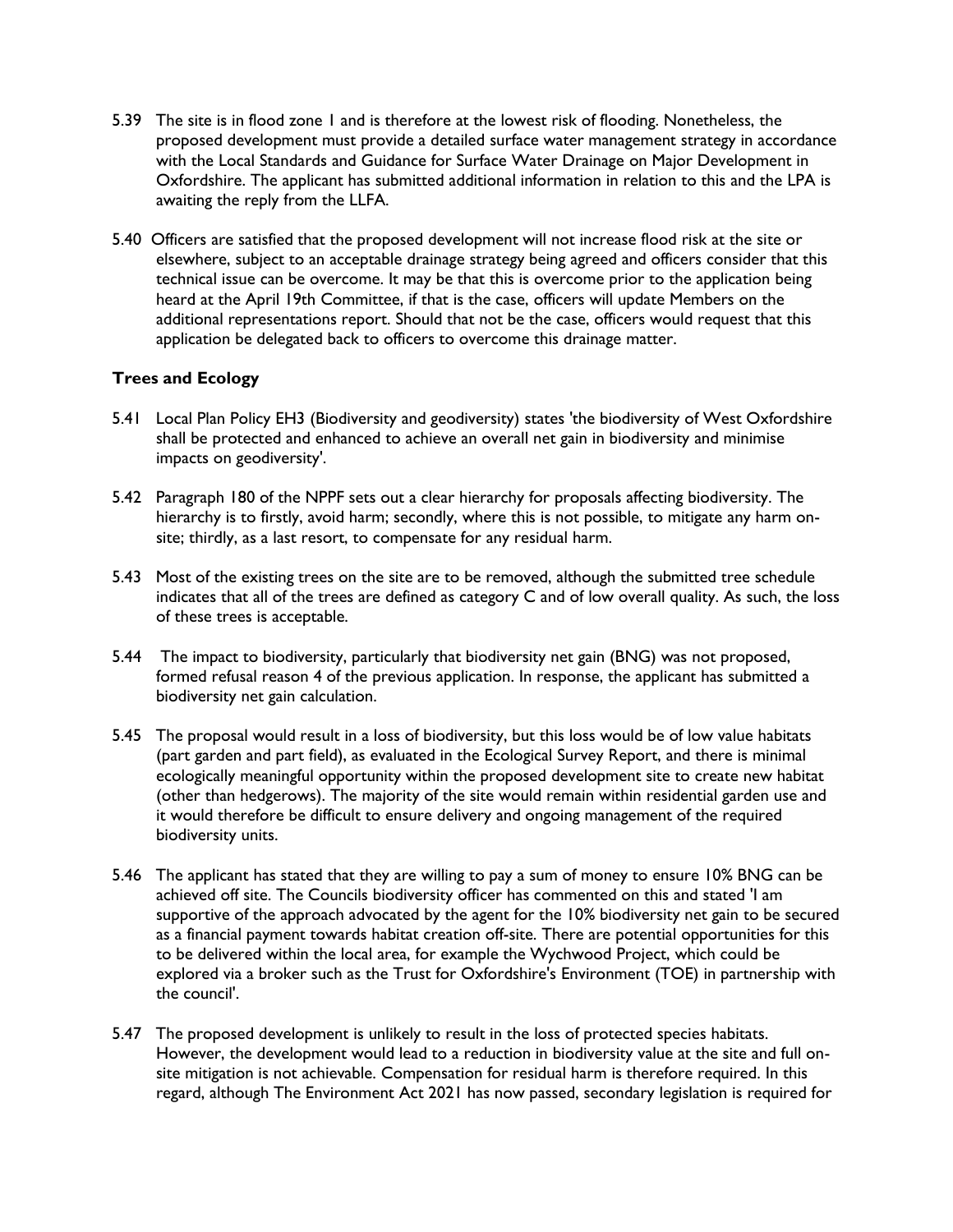5.39 The site is in flood zone 1 and is therefore at the lowest risk of flooding. Nonetheless, the proposed development must provide a detailed surface water management strategy in accordance with the Local Standards and Guidance for Surface Water Drainage on Major Development in Oxfordshire. The applicant has submitted additional information in relation to this and the LPA is awaiting the reply from the LLFA.

5.40 Officers are satisfied that the proposed development will not increase flood risk at the site or elsewhere, subject to an acceptable drainage strategy being agreed and officers consider that this technical issue can be overcome. It may be that this is overcome prior to the application being heard at the April 19th Committee, if that is the case, officers will update Members on the additional representations report. Should that not be the case, officers would request that this application be delegated back to officers to overcome this drainage matter.

**Trees and Ecology**

5.41 Local Plan Policy EH3 (Biodiversity and geodiversity) states 'the biodiversity of West Oxfordshire shall be protected and enhanced to achieve an overall net gain in biodiversity and minimise impacts on geodiversity'.

5.42 Paragraph 180 of the NPPF sets out a clear hierarchy for proposals affecting biodiversity. The hierarchy is to firstly, avoid harm; secondly, where this is not possible, to mitigate any harm on-site; thirdly, as a last resort, to compensate for any residual harm.

5.43 Most of the existing trees on the site are to be removed, although the submitted tree schedule indicates that all of the trees are defined as category C and of low overall quality. As such, the loss of these trees is acceptable.

5.44 The impact to biodiversity, particularly that biodiversity net gain (BNG) was not proposed, formed refusal reason 4 of the previous application. In response, the applicant has submitted a biodiversity net gain calculation.

5.45 The proposal would result in a loss of biodiversity, but this loss would be of low value habitats (part garden and part field), as evaluated in the Ecological Survey Report, and there is minimal ecologically meaningful opportunity within the proposed development site to create new habitat (other than hedgerows). The majority of the site would remain within residential garden use and it would therefore be difficult to ensure delivery and ongoing management of the required biodiversity units.

5.46 The applicant has stated that they are willing to pay a sum of money to ensure 10% BNG can be achieved off site. The Councils biodiversity officer has commented on this and stated 'I am supportive of the approach advocated by the agent for the 10% biodiversity net gain to be secured as a financial payment towards habitat creation off-site. There are potential opportunities for this to be delivered within the local area, for example the Wychwood Project, which could be explored via a broker such as the Trust for Oxfordshire's Environment (TOE) in partnership with the council'.

5.47 The proposed development is unlikely to result in the loss of protected species habitats. However, the development would lead to a reduction in biodiversity value at the site and full on-site mitigation is not achievable. Compensation for residual harm is therefore required. In this regard, although The Environment Act 2021 has now passed, secondary legislation is required for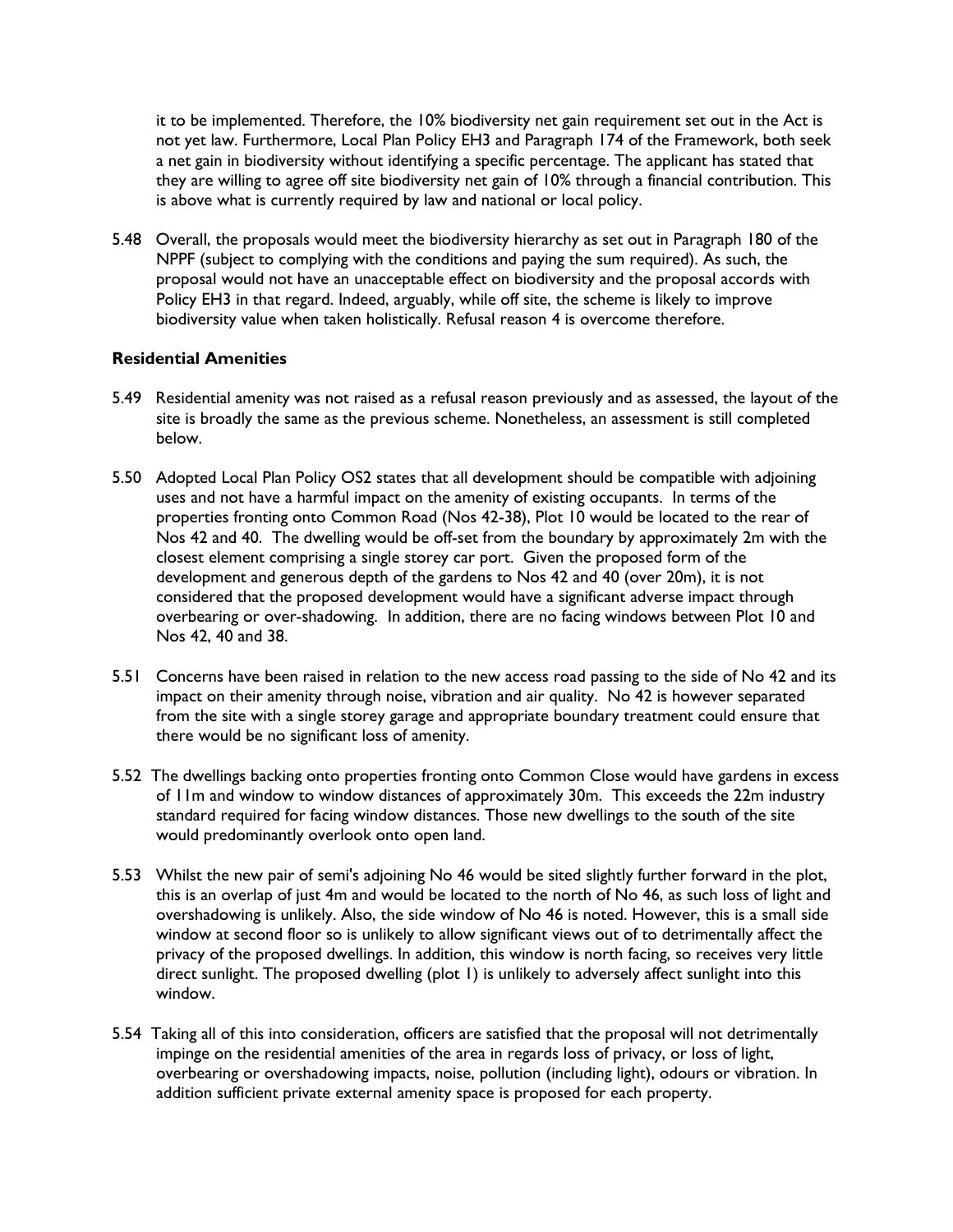it to be implemented. Therefore, the 10% biodiversity net gain requirement set out in the Act is not yet law. Furthermore, Local Plan Policy EH3 and Paragraph 174 of the Framework, both seek a net gain in biodiversity without identifying a specific percentage. The applicant has stated that they are willing to agree off site biodiversity net gain of 10% through a financial contribution. This is above what is currently required by law and national or local policy.

5.48 Overall, the proposals would meet the biodiversity hierarchy as set out in Paragraph 180 of the NPPF (subject to complying with the conditions and paying the sum required). As such, the proposal would not have an unacceptable effect on biodiversity and the proposal accords with Policy EH3 in that regard. Indeed, arguably, while off site, the scheme is likely to improve biodiversity value when taken holistically. Refusal reason 4 is overcome therefore.

**Residential Amenities**

5.49 Residential amenity was not raised as a refusal reason previously and as assessed, the layout of the site is broadly the same as the previous scheme. Nonetheless, an assessment is still completed below.

5.50 Adopted Local Plan Policy OS2 states that all development should be compatible with adjoining uses and not have a harmful impact on the amenity of existing occupants. In terms of the properties fronting onto Common Road (Nos 42-38), Plot 10 would be located to the rear of Nos 42 and 40. The dwelling would be off-set from the boundary by approximately 2m with the closest element comprising a single storey car port. Given the proposed form of the development and generous depth of the gardens to Nos 42 and 40 (over 20m), it is not considered that the proposed development would have a significant adverse impact through overbearing or over-shadowing. In addition, there are no facing windows between Plot 10 and Nos 42, 40 and 38.

5.51 Concerns have been raised in relation to the new access road passing to the side of No 42 and its impact on their amenity through noise, vibration and air quality. No 42 is however separated from the site with a single storey garage and appropriate boundary treatment could ensure that there would be no significant loss of amenity.

5.52 The dwellings backing onto properties fronting onto Common Close would have gardens in excess of 11m and window to window distances of approximately 30m. This exceeds the 22m industry standard required for facing window distances. Those new dwellings to the south of the site would predominantly overlook onto open land.

5.53 Whilst the new pair of semi's adjoining No 46 would be sited slightly further forward in the plot, this is an overlap of just 4m and would be located to the north of No 46, as such loss of light and overshadowing is unlikely. Also, the side window of No 46 is noted. However, this is a small side window at second floor so is unlikely to allow significant views out of to detrimentally affect the privacy of the proposed dwellings. In addition, this window is north facing, so receives very little direct sunlight. The proposed dwelling (plot 1) is unlikely to adversely affect sunlight into this window.

5.54 Taking all of this into consideration, officers are satisfied that the proposal will not detrimentally impinge on the residential amenities of the area in regards loss of privacy, or loss of light, overbearing or overshadowing impacts, noise, pollution (including light), odours or vibration. In addition sufficient private external amenity space is proposed for each property.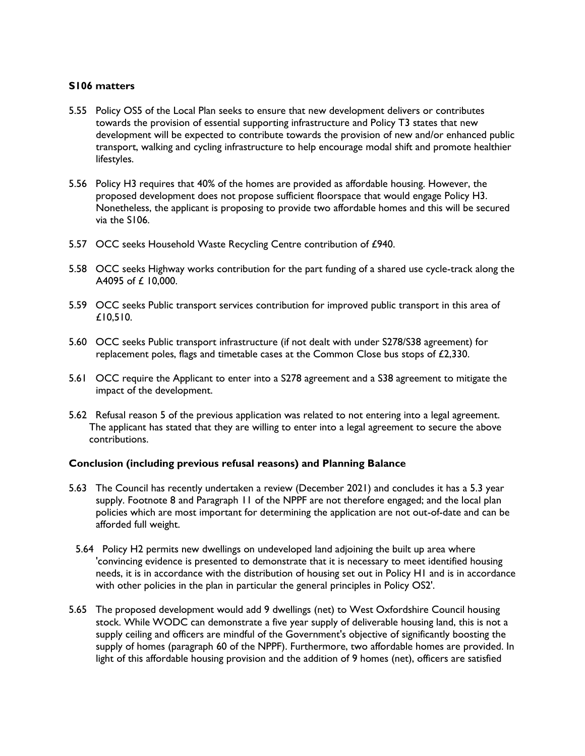**S106 matters**

5.55 Policy OS5 of the Local Plan seeks to ensure that new development delivers or contributes towards the provision of essential supporting infrastructure and Policy T3 states that new development will be expected to contribute towards the provision of new and/or enhanced public transport, walking and cycling infrastructure to help encourage modal shift and promote healthier lifestyles.

5.56 Policy H3 requires that 40% of the homes are provided as affordable housing. However, the proposed development does not propose sufficient floorspace that would engage Policy H3. Nonetheless, the applicant is proposing to provide two affordable homes and this will be secured via the S106.

5.57 OCC seeks Household Waste Recycling Centre contribution of £940.

5.58 OCC seeks Highway works contribution for the part funding of a shared use cycle-track along the A4095 of £ 10,000.

5.59 OCC seeks Public transport services contribution for improved public transport in this area of £10,510.

5.60 OCC seeks Public transport infrastructure (if not dealt with under S278/S38 agreement) for replacement poles, flags and timetable cases at the Common Close bus stops of £2,330.

5.61 OCC require the Applicant to enter into a S278 agreement and a S38 agreement to mitigate the impact of the development.

5.62 Refusal reason 5 of the previous application was related to not entering into a legal agreement. The applicant has stated that they are willing to enter into a legal agreement to secure the above contributions.

**Conclusion (including previous refusal reasons) and Planning Balance**

5.63 The Council has recently undertaken a review (December 2021) and concludes it has a 5.3 year supply. Footnote 8 and Paragraph 11 of the NPPF are not therefore engaged; and the local plan policies which are most important for determining the application are not out-of-date and can be afforded full weight.

5.64 Policy H2 permits new dwellings on undeveloped land adjoining the built up area where 'convincing evidence is presented to demonstrate that it is necessary to meet identified housing needs, it is in accordance with the distribution of housing set out in Policy H1 and is in accordance with other policies in the plan in particular the general principles in Policy OS2'.

5.65 The proposed development would add 9 dwellings (net) to West Oxfordshire Council housing stock. While WODC can demonstrate a five year supply of deliverable housing land, this is not a supply ceiling and officers are mindful of the Government's objective of significantly boosting the supply of homes (paragraph 60 of the NPPF). Furthermore, two affordable homes are provided. In light of this affordable housing provision and the addition of 9 homes (net), officers are satisfied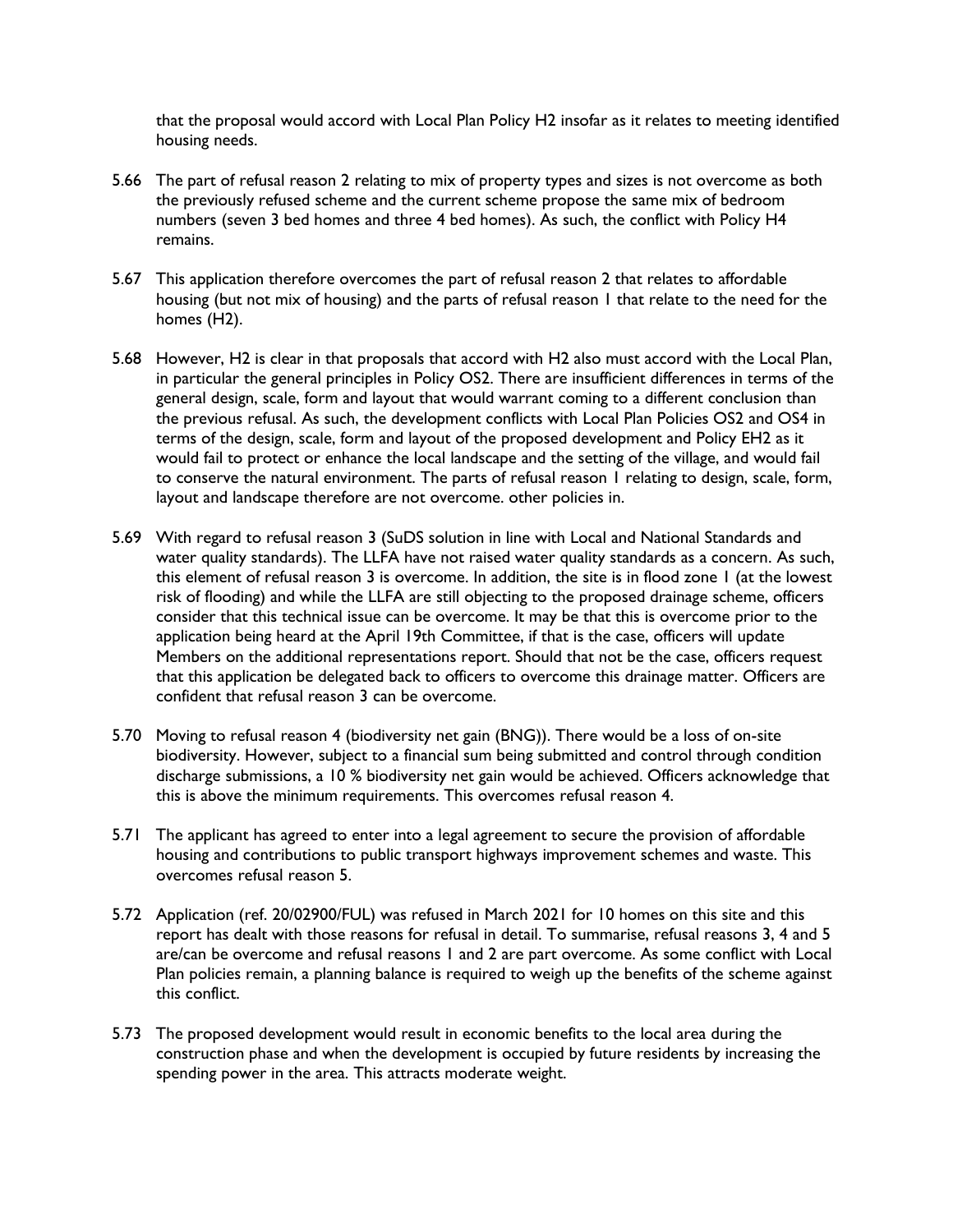that the proposal would accord with Local Plan Policy H2 insofar as it relates to meeting identified housing needs.

5.66 The part of refusal reason 2 relating to mix of property types and sizes is not overcome as both the previously refused scheme and the current scheme propose the same mix of bedroom numbers (seven 3 bed homes and three 4 bed homes). As such, the conflict with Policy H4 remains.

5.67 This application therefore overcomes the part of refusal reason 2 that relates to affordable housing (but not mix of housing) and the parts of refusal reason 1 that relate to the need for the homes (H2).

5.68 However, H2 is clear in that proposals that accord with H2 also must accord with the Local Plan, in particular the general principles in Policy OS2. There are insufficient differences in terms of the general design, scale, form and layout that would warrant coming to a different conclusion than the previous refusal. As such, the development conflicts with Local Plan Policies OS2 and OS4 in terms of the design, scale, form and layout of the proposed development and Policy EH2 as it would fail to protect or enhance the local landscape and the setting of the village, and would fail to conserve the natural environment. The parts of refusal reason 1 relating to design, scale, form, layout and landscape therefore are not overcome. other policies in.

5.69 With regard to refusal reason 3 (SuDS solution in line with Local and National Standards and water quality standards). The LLFA have not raised water quality standards as a concern. As such, this element of refusal reason 3 is overcome. In addition, the site is in flood zone 1 (at the lowest risk of flooding) and while the LLFA are still objecting to the proposed drainage scheme, officers consider that this technical issue can be overcome. It may be that this is overcome prior to the application being heard at the April 19th Committee, if that is the case, officers will update Members on the additional representations report. Should that not be the case, officers request that this application be delegated back to officers to overcome this drainage matter. Officers are confident that refusal reason 3 can be overcome.

5.70 Moving to refusal reason 4 (biodiversity net gain (BNG)). There would be a loss of on-site biodiversity. However, subject to a financial sum being submitted and control through condition discharge submissions, a 10 % biodiversity net gain would be achieved. Officers acknowledge that this is above the minimum requirements. This overcomes refusal reason 4.

5.71 The applicant has agreed to enter into a legal agreement to secure the provision of affordable housing and contributions to public transport highways improvement schemes and waste. This overcomes refusal reason 5.

5.72 Application (ref. 20/02900/FUL) was refused in March 2021 for 10 homes on this site and this report has dealt with those reasons for refusal in detail. To summarise, refusal reasons 3, 4 and 5 are/can be overcome and refusal reasons 1 and 2 are part overcome. As some conflict with Local Plan policies remain, a planning balance is required to weigh up the benefits of the scheme against this conflict.

5.73 The proposed development would result in economic benefits to the local area during the construction phase and when the development is occupied by future residents by increasing the spending power in the area. This attracts moderate weight.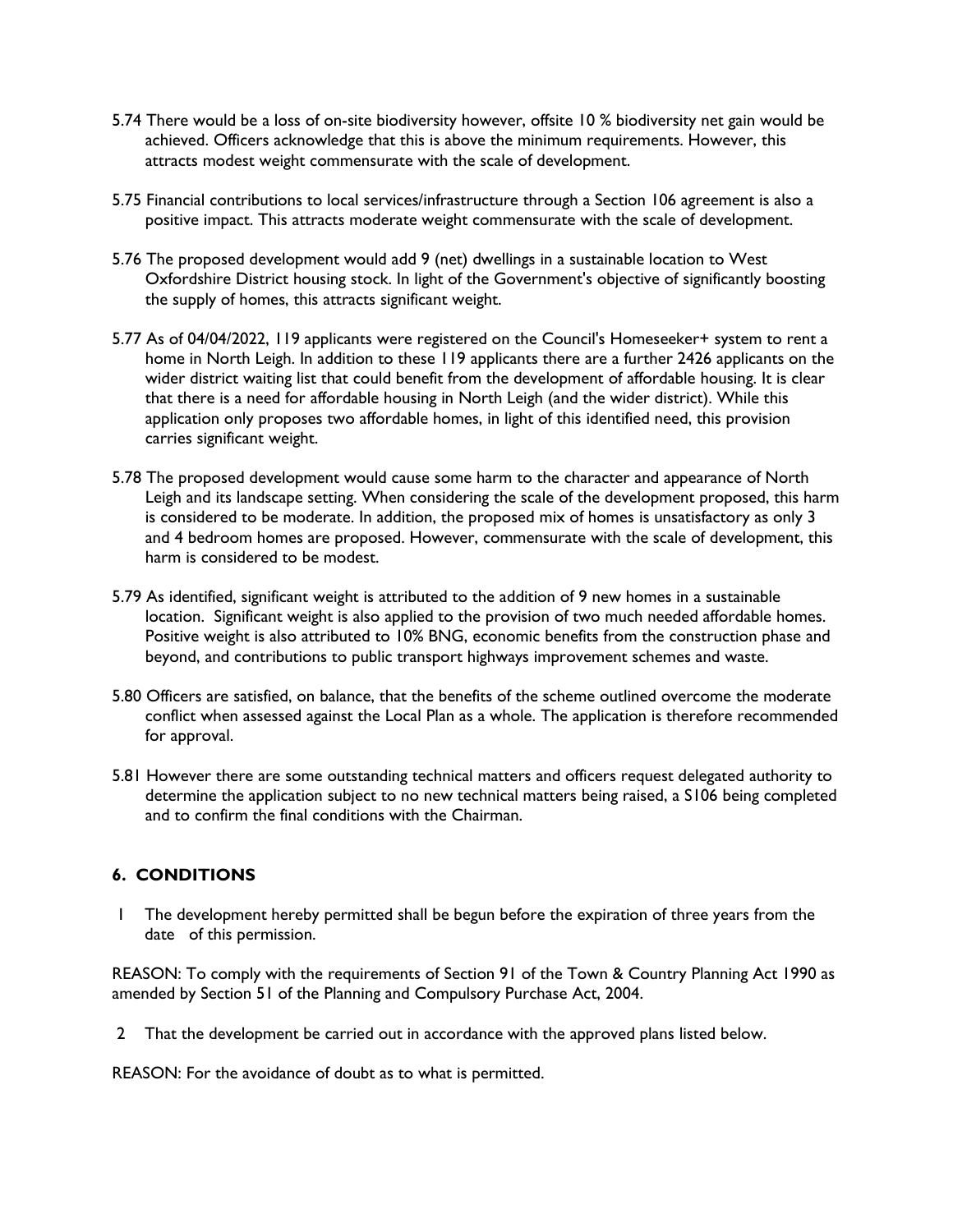5.74 There would be a loss of on-site biodiversity however, offsite 10 % biodiversity net gain would be achieved. Officers acknowledge that this is above the minimum requirements. However, this attracts modest weight commensurate with the scale of development.

5.75 Financial contributions to local services/infrastructure through a Section 106 agreement is also a positive impact. This attracts moderate weight commensurate with the scale of development.

5.76 The proposed development would add 9 (net) dwellings in a sustainable location to West Oxfordshire District housing stock. In light of the Government's objective of significantly boosting the supply of homes, this attracts significant weight.

5.77 As of 04/04/2022, 119 applicants were registered on the Council's Homeseeker+ system to rent a home in North Leigh. In addition to these 119 applicants there are a further 2426 applicants on the wider district waiting list that could benefit from the development of affordable housing. It is clear that there is a need for affordable housing in North Leigh (and the wider district). While this application only proposes two affordable homes, in light of this identified need, this provision carries significant weight.

5.78 The proposed development would cause some harm to the character and appearance of North Leigh and its landscape setting. When considering the scale of the development proposed, this harm is considered to be moderate. In addition, the proposed mix of homes is unsatisfactory as only 3 and 4 bedroom homes are proposed. However, commensurate with the scale of development, this harm is considered to be modest.

5.79 As identified, significant weight is attributed to the addition of 9 new homes in a sustainable location. Significant weight is also applied to the provision of two much needed affordable homes. Positive weight is also attributed to 10% BNG, economic benefits from the construction phase and beyond, and contributions to public transport highways improvement schemes and waste.

5.80 Officers are satisfied, on balance, that the benefits of the scheme outlined overcome the moderate conflict when assessed against the Local Plan as a whole. The application is therefore recommended for approval.

5.81 However there are some outstanding technical matters and officers request delegated authority to determine the application subject to no new technical matters being raised, a S106 being completed and to confirm the final conditions with the Chairman.

## 6. CONDITIONS

1 The development hereby permitted shall be begun before the expiration of three years from the date of this permission.

REASON: To comply with the requirements of Section 91 of the Town & Country Planning Act 1990 as amended by Section 51 of the Planning and Compulsory Purchase Act, 2004.

2 That the development be carried out in accordance with the approved plans listed below.

REASON: For the avoidance of doubt as to what is permitted.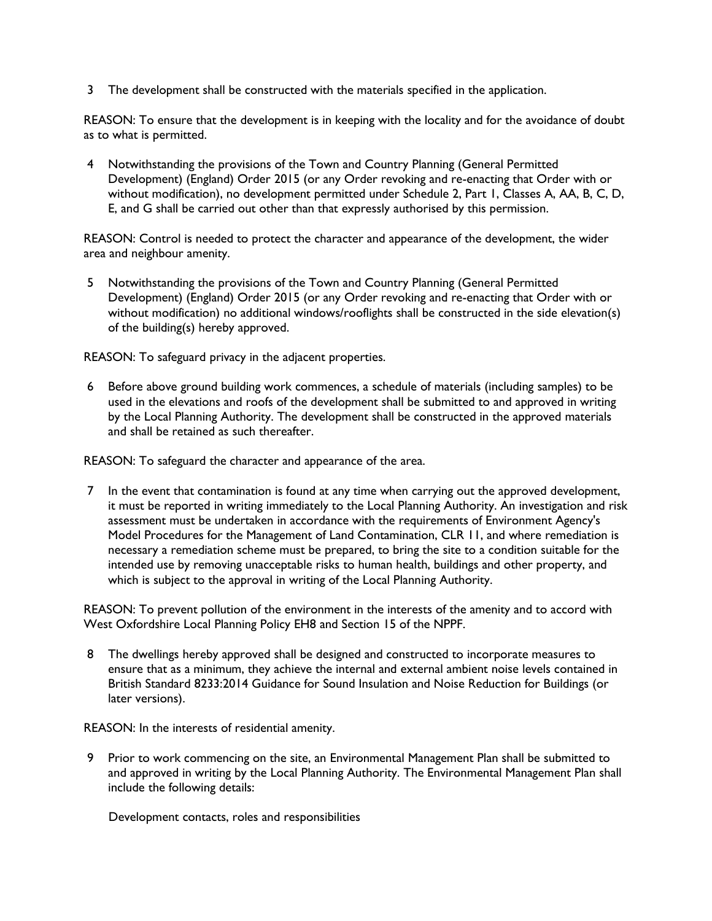3 The development shall be constructed with the materials specified in the application.

REASON: To ensure that the development is in keeping with the locality and for the avoidance of doubt as to what is permitted.

4 Notwithstanding the provisions of the Town and Country Planning (General Permitted Development) (England) Order 2015 (or any Order revoking and re-enacting that Order with or without modification), no development permitted under Schedule 2, Part 1, Classes A, AA, B, C, D, E, and G shall be carried out other than that expressly authorised by this permission.

REASON: Control is needed to protect the character and appearance of the development, the wider area and neighbour amenity.

5 Notwithstanding the provisions of the Town and Country Planning (General Permitted Development) (England) Order 2015 (or any Order revoking and re-enacting that Order with or without modification) no additional windows/rooflights shall be constructed in the side elevation(s) of the building(s) hereby approved.

REASON: To safeguard privacy in the adjacent properties.

6 Before above ground building work commences, a schedule of materials (including samples) to be used in the elevations and roofs of the development shall be submitted to and approved in writing by the Local Planning Authority. The development shall be constructed in the approved materials and shall be retained as such thereafter.

REASON: To safeguard the character and appearance of the area.

7 In the event that contamination is found at any time when carrying out the approved development, it must be reported in writing immediately to the Local Planning Authority. An investigation and risk assessment must be undertaken in accordance with the requirements of Environment Agency's Model Procedures for the Management of Land Contamination, CLR 11, and where remediation is necessary a remediation scheme must be prepared, to bring the site to a condition suitable for the intended use by removing unacceptable risks to human health, buildings and other property, and which is subject to the approval in writing of the Local Planning Authority.

REASON: To prevent pollution of the environment in the interests of the amenity and to accord with West Oxfordshire Local Planning Policy EH8 and Section 15 of the NPPF.

8 The dwellings hereby approved shall be designed and constructed to incorporate measures to ensure that as a minimum, they achieve the internal and external ambient noise levels contained in British Standard 8233:2014 Guidance for Sound Insulation and Noise Reduction for Buildings (or later versions).

REASON: In the interests of residential amenity.

9 Prior to work commencing on the site, an Environmental Management Plan shall be submitted to and approved in writing by the Local Planning Authority. The Environmental Management Plan shall include the following details:

Development contacts, roles and responsibilities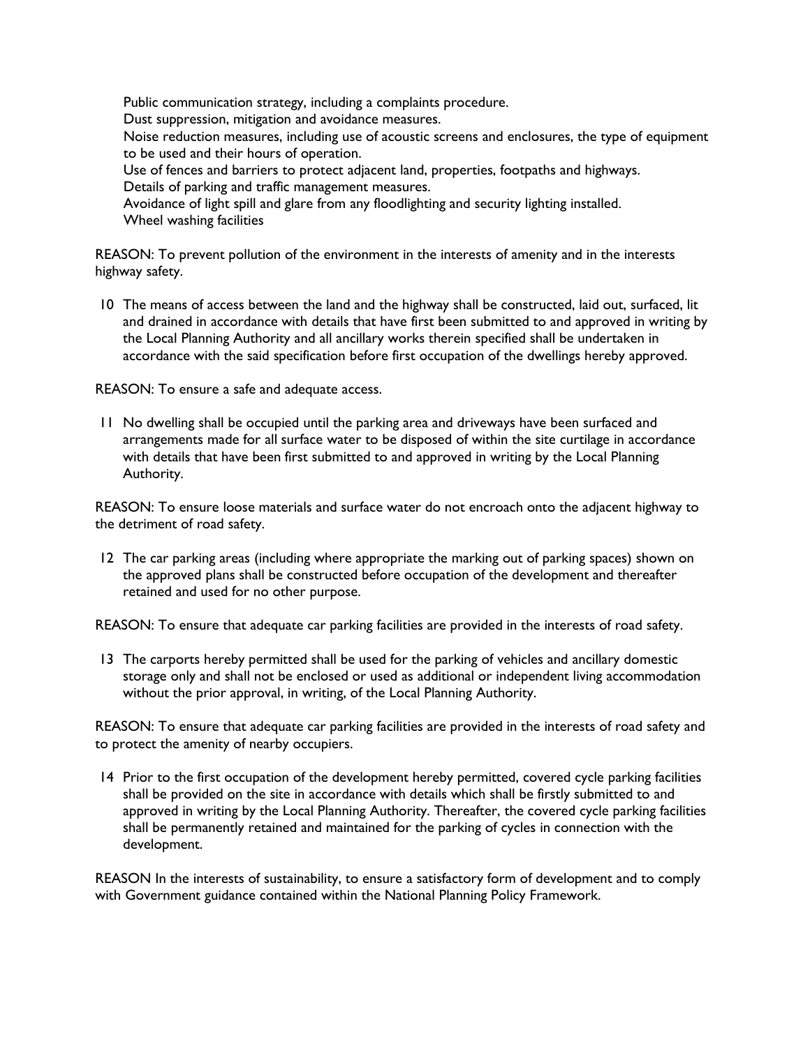Public communication strategy, including a complaints procedure.
Dust suppression, mitigation and avoidance measures.
Noise reduction measures, including use of acoustic screens and enclosures, the type of equipment to be used and their hours of operation.
Use of fences and barriers to protect adjacent land, properties, footpaths and highways.
Details of parking and traffic management measures.
Avoidance of light spill and glare from any floodlighting and security lighting installed.
Wheel washing facilities

REASON: To prevent pollution of the environment in the interests of amenity and in the interests highway safety.

10 The means of access between the land and the highway shall be constructed, laid out, surfaced, lit and drained in accordance with details that have first been submitted to and approved in writing by the Local Planning Authority and all ancillary works therein specified shall be undertaken in accordance with the said specification before first occupation of the dwellings hereby approved.

REASON: To ensure a safe and adequate access.

11 No dwelling shall be occupied until the parking area and driveways have been surfaced and arrangements made for all surface water to be disposed of within the site curtilage in accordance with details that have been first submitted to and approved in writing by the Local Planning Authority.

REASON: To ensure loose materials and surface water do not encroach onto the adjacent highway to the detriment of road safety.

12 The car parking areas (including where appropriate the marking out of parking spaces) shown on the approved plans shall be constructed before occupation of the development and thereafter retained and used for no other purpose.

REASON: To ensure that adequate car parking facilities are provided in the interests of road safety.

13 The carports hereby permitted shall be used for the parking of vehicles and ancillary domestic storage only and shall not be enclosed or used as additional or independent living accommodation without the prior approval, in writing, of the Local Planning Authority.

REASON: To ensure that adequate car parking facilities are provided in the interests of road safety and to protect the amenity of nearby occupiers.

14 Prior to the first occupation of the development hereby permitted, covered cycle parking facilities shall be provided on the site in accordance with details which shall be firstly submitted to and approved in writing by the Local Planning Authority. Thereafter, the covered cycle parking facilities shall be permanently retained and maintained for the parking of cycles in connection with the development.

REASON In the interests of sustainability, to ensure a satisfactory form of development and to comply with Government guidance contained within the National Planning Policy Framework.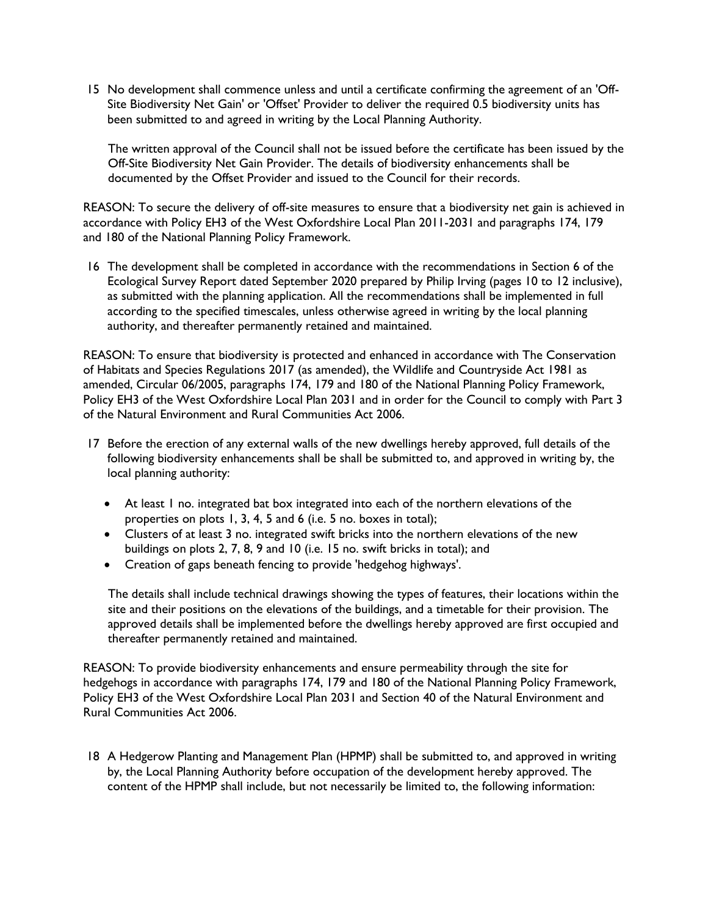15 No development shall commence unless and until a certificate confirming the agreement of an 'Off-Site Biodiversity Net Gain' or 'Offset' Provider to deliver the required 0.5 biodiversity units has been submitted to and agreed in writing by the Local Planning Authority.

The written approval of the Council shall not be issued before the certificate has been issued by the Off-Site Biodiversity Net Gain Provider. The details of biodiversity enhancements shall be documented by the Offset Provider and issued to the Council for their records.

REASON: To secure the delivery of off-site measures to ensure that a biodiversity net gain is achieved in accordance with Policy EH3 of the West Oxfordshire Local Plan 2011-2031 and paragraphs 174, 179 and 180 of the National Planning Policy Framework.

16 The development shall be completed in accordance with the recommendations in Section 6 of the Ecological Survey Report dated September 2020 prepared by Philip Irving (pages 10 to 12 inclusive), as submitted with the planning application. All the recommendations shall be implemented in full according to the specified timescales, unless otherwise agreed in writing by the local planning authority, and thereafter permanently retained and maintained.

REASON: To ensure that biodiversity is protected and enhanced in accordance with The Conservation of Habitats and Species Regulations 2017 (as amended), the Wildlife and Countryside Act 1981 as amended, Circular 06/2005, paragraphs 174, 179 and 180 of the National Planning Policy Framework, Policy EH3 of the West Oxfordshire Local Plan 2031 and in order for the Council to comply with Part 3 of the Natural Environment and Rural Communities Act 2006.

17 Before the erection of any external walls of the new dwellings hereby approved, full details of the following biodiversity enhancements shall be shall be submitted to, and approved in writing by, the local planning authority:

- At least 1 no. integrated bat box integrated into each of the northern elevations of the properties on plots 1, 3, 4, 5 and 6 (i.e. 5 no. boxes in total);
- Clusters of at least 3 no. integrated swift bricks into the northern elevations of the new buildings on plots 2, 7, 8, 9 and 10 (i.e. 15 no. swift bricks in total); and
- Creation of gaps beneath fencing to provide 'hedgehog highways'.

The details shall include technical drawings showing the types of features, their locations within the site and their positions on the elevations of the buildings, and a timetable for their provision. The approved details shall be implemented before the dwellings hereby approved are first occupied and thereafter permanently retained and maintained.

REASON: To provide biodiversity enhancements and ensure permeability through the site for hedgehogs in accordance with paragraphs 174, 179 and 180 of the National Planning Policy Framework, Policy EH3 of the West Oxfordshire Local Plan 2031 and Section 40 of the Natural Environment and Rural Communities Act 2006.

18 A Hedgerow Planting and Management Plan (HPMP) shall be submitted to, and approved in writing by, the Local Planning Authority before occupation of the development hereby approved. The content of the HPMP shall include, but not necessarily be limited to, the following information: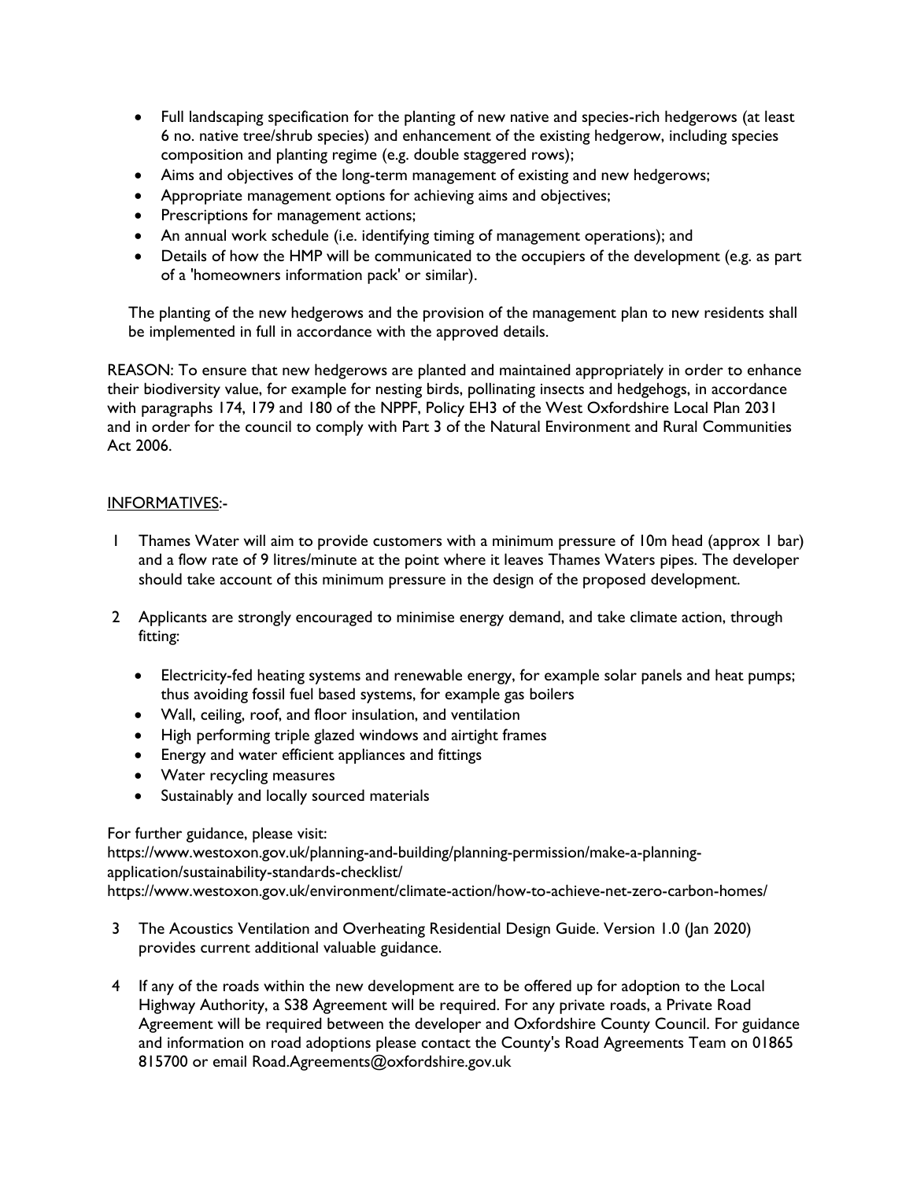- Full landscaping specification for the planting of new native and species-rich hedgerows (at least 6 no. native tree/shrub species) and enhancement of the existing hedgerow, including species composition and planting regime (e.g. double staggered rows);
- Aims and objectives of the long-term management of existing and new hedgerows;
- Appropriate management options for achieving aims and objectives;
- Prescriptions for management actions;
- An annual work schedule (i.e. identifying timing of management operations); and
- Details of how the HMP will be communicated to the occupiers of the development (e.g. as part of a 'homeowners information pack' or similar).

The planting of the new hedgerows and the provision of the management plan to new residents shall be implemented in full in accordance with the approved details.

REASON: To ensure that new hedgerows are planted and maintained appropriately in order to enhance their biodiversity value, for example for nesting birds, pollinating insects and hedgehogs, in accordance with paragraphs 174, 179 and 180 of the NPPF, Policy EH3 of the West Oxfordshire Local Plan 2031 and in order for the council to comply with Part 3 of the Natural Environment and Rural Communities Act 2006.

INFORMATIVES:-

1. Thames Water will aim to provide customers with a minimum pressure of 10m head (approx 1 bar) and a flow rate of 9 litres/minute at the point where it leaves Thames Waters pipes. The developer should take account of this minimum pressure in the design of the proposed development.

2. Applicants are strongly encouraged to minimise energy demand, and take climate action, through fitting:

   - Electricity-fed heating systems and renewable energy, for example solar panels and heat pumps; thus avoiding fossil fuel based systems, for example gas boilers
   - Wall, ceiling, roof, and floor insulation, and ventilation
   - High performing triple glazed windows and airtight frames
   - Energy and water efficient appliances and fittings
   - Water recycling measures
   - Sustainably and locally sourced materials

For further guidance, please visit:
https://www.westoxon.gov.uk/planning-and-building/planning-permission/make-a-planning-application/sustainability-standards-checklist/
https://www.westoxon.gov.uk/environment/climate-action/how-to-achieve-net-zero-carbon-homes/

3. The Acoustics Ventilation and Overheating Residential Design Guide. Version 1.0 (Jan 2020) provides current additional valuable guidance.

4. If any of the roads within the new development are to be offered up for adoption to the Local Highway Authority, a S38 Agreement will be required. For any private roads, a Private Road Agreement will be required between the developer and Oxfordshire County Council. For guidance and information on road adoptions please contact the County's Road Agreements Team on 01865 815700 or email Road.Agreements@oxfordshire.gov.uk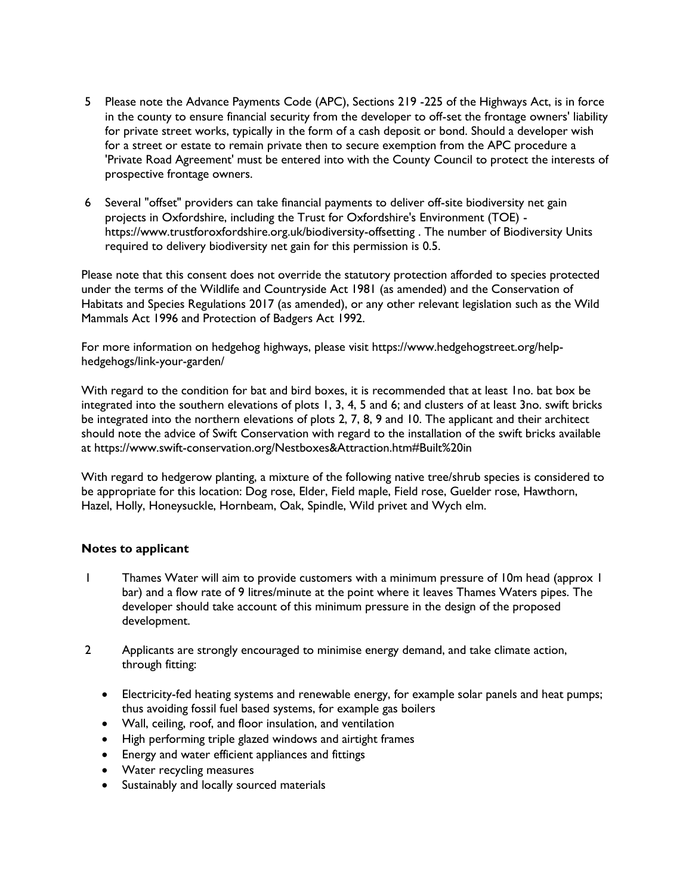5 Please note the Advance Payments Code (APC), Sections 219 -225 of the Highways Act, is in force in the county to ensure financial security from the developer to off-set the frontage owners' liability for private street works, typically in the form of a cash deposit or bond. Should a developer wish for a street or estate to remain private then to secure exemption from the APC procedure a 'Private Road Agreement' must be entered into with the County Council to protect the interests of prospective frontage owners.

6 Several "offset" providers can take financial payments to deliver off-site biodiversity net gain projects in Oxfordshire, including the Trust for Oxfordshire's Environment (TOE) - https://www.trustforoxfordshire.org.uk/biodiversity-offsetting . The number of Biodiversity Units required to delivery biodiversity net gain for this permission is 0.5.

Please note that this consent does not override the statutory protection afforded to species protected under the terms of the Wildlife and Countryside Act 1981 (as amended) and the Conservation of Habitats and Species Regulations 2017 (as amended), or any other relevant legislation such as the Wild Mammals Act 1996 and Protection of Badgers Act 1992.

For more information on hedgehog highways, please visit https://www.hedgehogstreet.org/help-hedgehogs/link-your-garden/

With regard to the condition for bat and bird boxes, it is recommended that at least 1no. bat box be integrated into the southern elevations of plots 1, 3, 4, 5 and 6; and clusters of at least 3no. swift bricks be integrated into the northern elevations of plots 2, 7, 8, 9 and 10. The applicant and their architect should note the advice of Swift Conservation with regard to the installation of the swift bricks available at https://www.swift-conservation.org/Nestboxes&Attraction.htm#Built%20in

With regard to hedgerow planting, a mixture of the following native tree/shrub species is considered to be appropriate for this location: Dog rose, Elder, Field maple, Field rose, Guelder rose, Hawthorn, Hazel, Holly, Honeysuckle, Hornbeam, Oak, Spindle, Wild privet and Wych elm.

**Notes to applicant**

1 Thames Water will aim to provide customers with a minimum pressure of 10m head (approx 1 bar) and a flow rate of 9 litres/minute at the point where it leaves Thames Waters pipes. The developer should take account of this minimum pressure in the design of the proposed development.

2 Applicants are strongly encouraged to minimise energy demand, and take climate action, through fitting:

- Electricity-fed heating systems and renewable energy, for example solar panels and heat pumps; thus avoiding fossil fuel based systems, for example gas boilers
- Wall, ceiling, roof, and floor insulation, and ventilation
- High performing triple glazed windows and airtight frames
- Energy and water efficient appliances and fittings
- Water recycling measures
- Sustainably and locally sourced materials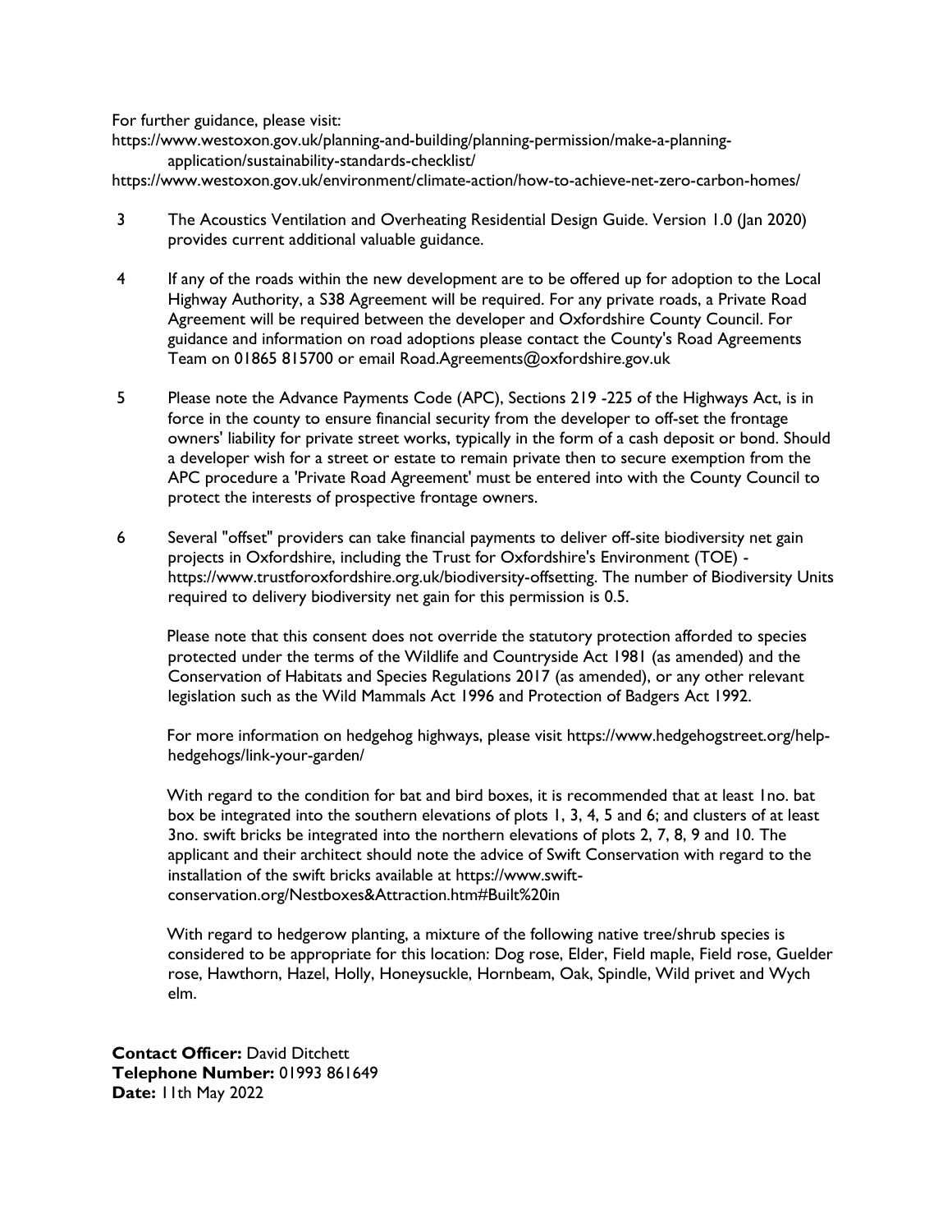For further guidance, please visit:

https://www.westoxon.gov.uk/planning-and-building/planning-permission/make-a-planning-application/sustainability-standards-checklist/

https://www.westoxon.gov.uk/environment/climate-action/how-to-achieve-net-zero-carbon-homes/

3 The Acoustics Ventilation and Overheating Residential Design Guide. Version 1.0 (Jan 2020) provides current additional valuable guidance.

4 If any of the roads within the new development are to be offered up for adoption to the Local Highway Authority, a S38 Agreement will be required. For any private roads, a Private Road Agreement will be required between the developer and Oxfordshire County Council. For guidance and information on road adoptions please contact the County's Road Agreements Team on 01865 815700 or email Road.Agreements@oxfordshire.gov.uk

5 Please note the Advance Payments Code (APC), Sections 219 -225 of the Highways Act, is in force in the county to ensure financial security from the developer to off-set the frontage owners' liability for private street works, typically in the form of a cash deposit or bond. Should a developer wish for a street or estate to remain private then to secure exemption from the APC procedure a 'Private Road Agreement' must be entered into with the County Council to protect the interests of prospective frontage owners.

6 Several "offset" providers can take financial payments to deliver off-site biodiversity net gain projects in Oxfordshire, including the Trust for Oxfordshire's Environment (TOE) - https://www.trustforoxfordshire.org.uk/biodiversity-offsetting. The number of Biodiversity Units required to delivery biodiversity net gain for this permission is 0.5.

Please note that this consent does not override the statutory protection afforded to species protected under the terms of the Wildlife and Countryside Act 1981 (as amended) and the Conservation of Habitats and Species Regulations 2017 (as amended), or any other relevant legislation such as the Wild Mammals Act 1996 and Protection of Badgers Act 1992.

For more information on hedgehog highways, please visit https://www.hedgehogstreet.org/help-hedgehogs/link-your-garden/

With regard to the condition for bat and bird boxes, it is recommended that at least 1no. bat box be integrated into the southern elevations of plots 1, 3, 4, 5 and 6; and clusters of at least 3no. swift bricks be integrated into the northern elevations of plots 2, 7, 8, 9 and 10. The applicant and their architect should note the advice of Swift Conservation with regard to the installation of the swift bricks available at https://www.swift-conservation.org/Nestboxes&Attraction.htm#Built%20in

With regard to hedgerow planting, a mixture of the following native tree/shrub species is considered to be appropriate for this location: Dog rose, Elder, Field maple, Field rose, Guelder rose, Hawthorn, Hazel, Holly, Honeysuckle, Hornbeam, Oak, Spindle, Wild privet and Wych elm.

**Contact Officer:** David Ditchett
**Telephone Number:** 01993 861649
**Date:** 11th May 2022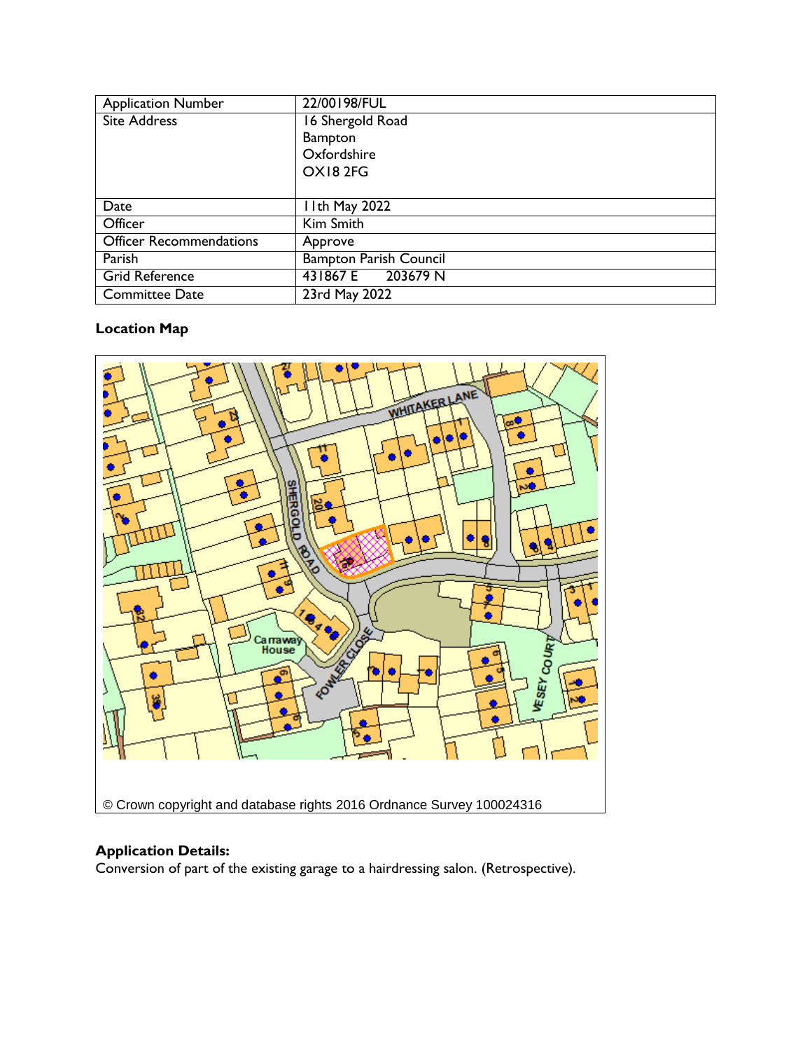| Application Number | 22/00198/FUL |
| --- | --- |
| Site Address | 16 Shergold Road<br>Bampton<br>Oxfordshire<br>OX18 2FG |
| Date | 11th May 2022 |
| Officer | Kim Smith |
| Officer Recommendations | Approve |
| Parish | Bampton Parish Council |
| Grid Reference | 431867 E 203679 N |
| Committee Date | 23rd May 2022 |

**Location Map**

© Crown copyright and database rights 2016 Ordnance Survey 100024316

**Application Details:**

Conversion of part of the existing garage to a hairdressing salon. (Retrospective).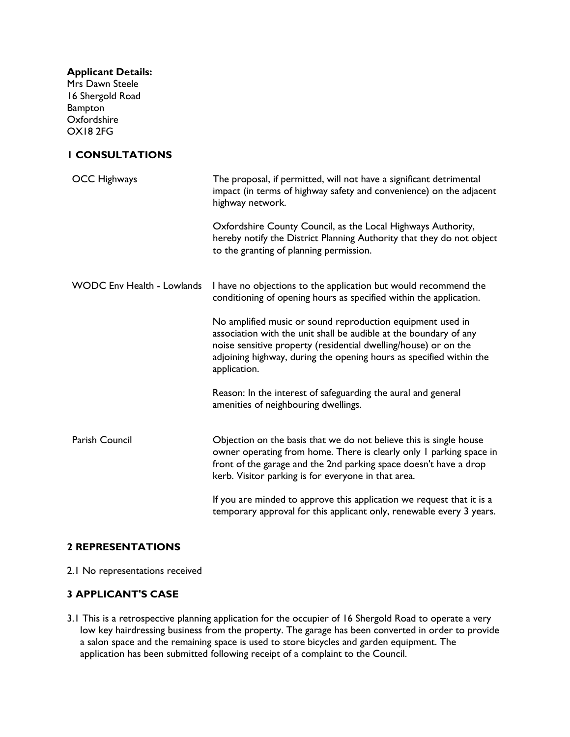**Applicant Details:**
Mrs Dawn Steele
16 Shergold Road
Bampton
Oxfordshire
OX18 2FG

## 1 CONSULTATIONS

| | |
|---|---|
| OCC Highways | The proposal, if permitted, will not have a significant detrimental impact (in terms of highway safety and convenience) on the adjacent highway network.<br><br>Oxfordshire County Council, as the Local Highways Authority, hereby notify the District Planning Authority that they do not object to the granting of planning permission. |
| WODC Env Health - Lowlands | I have no objections to the application but would recommend the conditioning of opening hours as specified within the application.<br><br>No amplified music or sound reproduction equipment used in association with the unit shall be audible at the boundary of any noise sensitive property (residential dwelling/house) or on the adjoining highway, during the opening hours as specified within the application.<br><br>Reason: In the interest of safeguarding the aural and general amenities of neighbouring dwellings. |
| Parish Council | Objection on the basis that we do not believe this is single house owner operating from home. There is clearly only 1 parking space in front of the garage and the 2nd parking space doesn't have a drop kerb. Visitor parking is for everyone in that area.<br><br>If you are minded to approve this application we request that it is a temporary approval for this applicant only, renewable every 3 years. |

## 2 REPRESENTATIONS

2.1 No representations received

## 3 APPLICANT'S CASE

3.1 This is a retrospective planning application for the occupier of 16 Shergold Road to operate a very low key hairdressing business from the property. The garage has been converted in order to provide a salon space and the remaining space is used to store bicycles and garden equipment. The application has been submitted following receipt of a complaint to the Council.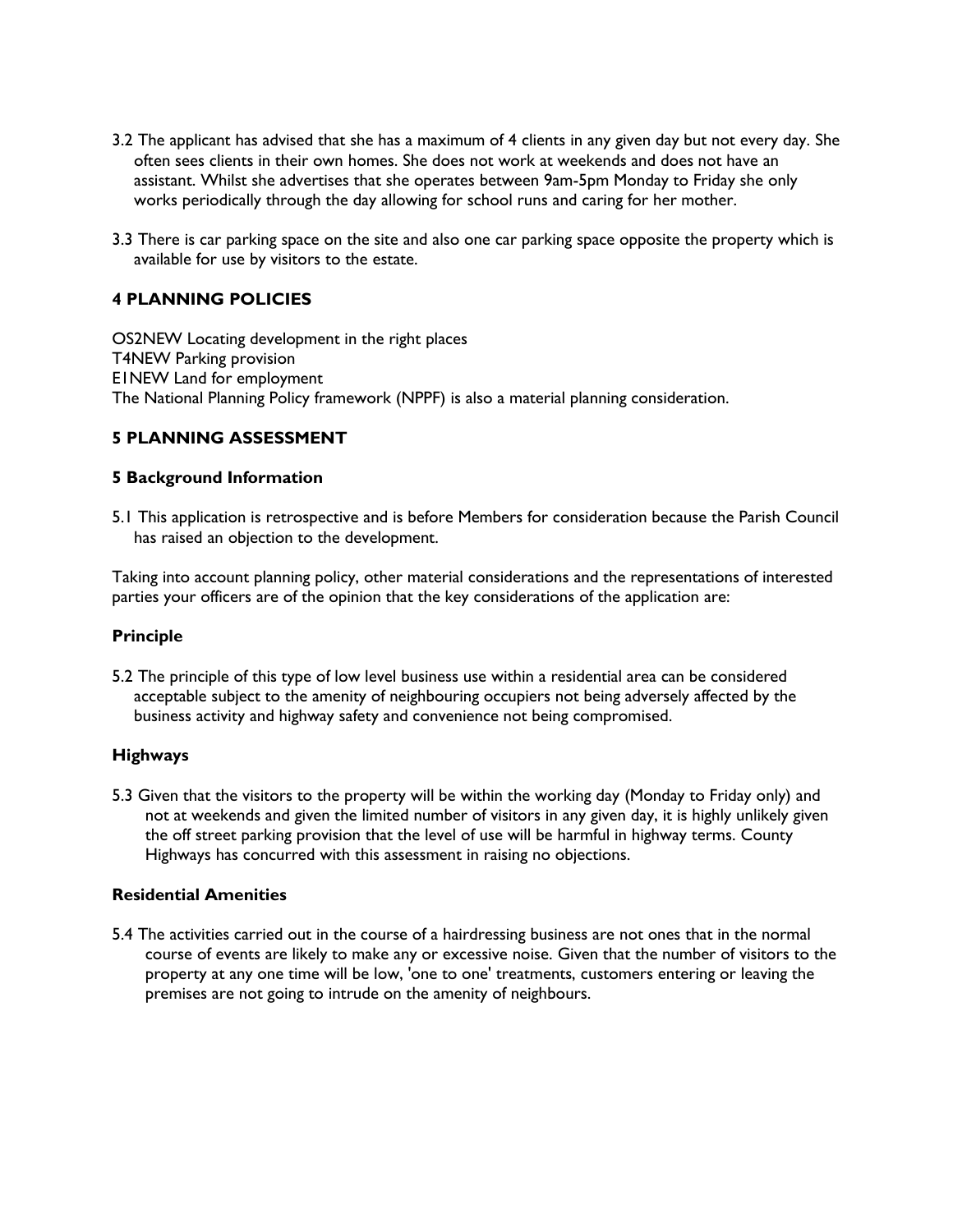3.2 The applicant has advised that she has a maximum of 4 clients in any given day but not every day. She often sees clients in their own homes. She does not work at weekends and does not have an assistant. Whilst she advertises that she operates between 9am-5pm Monday to Friday she only works periodically through the day allowing for school runs and caring for her mother.

3.3 There is car parking space on the site and also one car parking space opposite the property which is available for use by visitors to the estate.

## 4 PLANNING POLICIES

OS2NEW Locating development in the right places
T4NEW Parking provision
E1NEW Land for employment
The National Planning Policy framework (NPPF) is also a material planning consideration.

## 5 PLANNING ASSESSMENT

### 5 Background Information

5.1 This application is retrospective and is before Members for consideration because the Parish Council has raised an objection to the development.

Taking into account planning policy, other material considerations and the representations of interested parties your officers are of the opinion that the key considerations of the application are:

### Principle

5.2 The principle of this type of low level business use within a residential area can be considered acceptable subject to the amenity of neighbouring occupiers not being adversely affected by the business activity and highway safety and convenience not being compromised.

### Highways

5.3 Given that the visitors to the property will be within the working day (Monday to Friday only) and not at weekends and given the limited number of visitors in any given day, it is highly unlikely given the off street parking provision that the level of use will be harmful in highway terms. County Highways has concurred with this assessment in raising no objections.

### Residential Amenities

5.4 The activities carried out in the course of a hairdressing business are not ones that in the normal course of events are likely to make any or excessive noise. Given that the number of visitors to the property at any one time will be low, 'one to one' treatments, customers entering or leaving the premises are not going to intrude on the amenity of neighbours.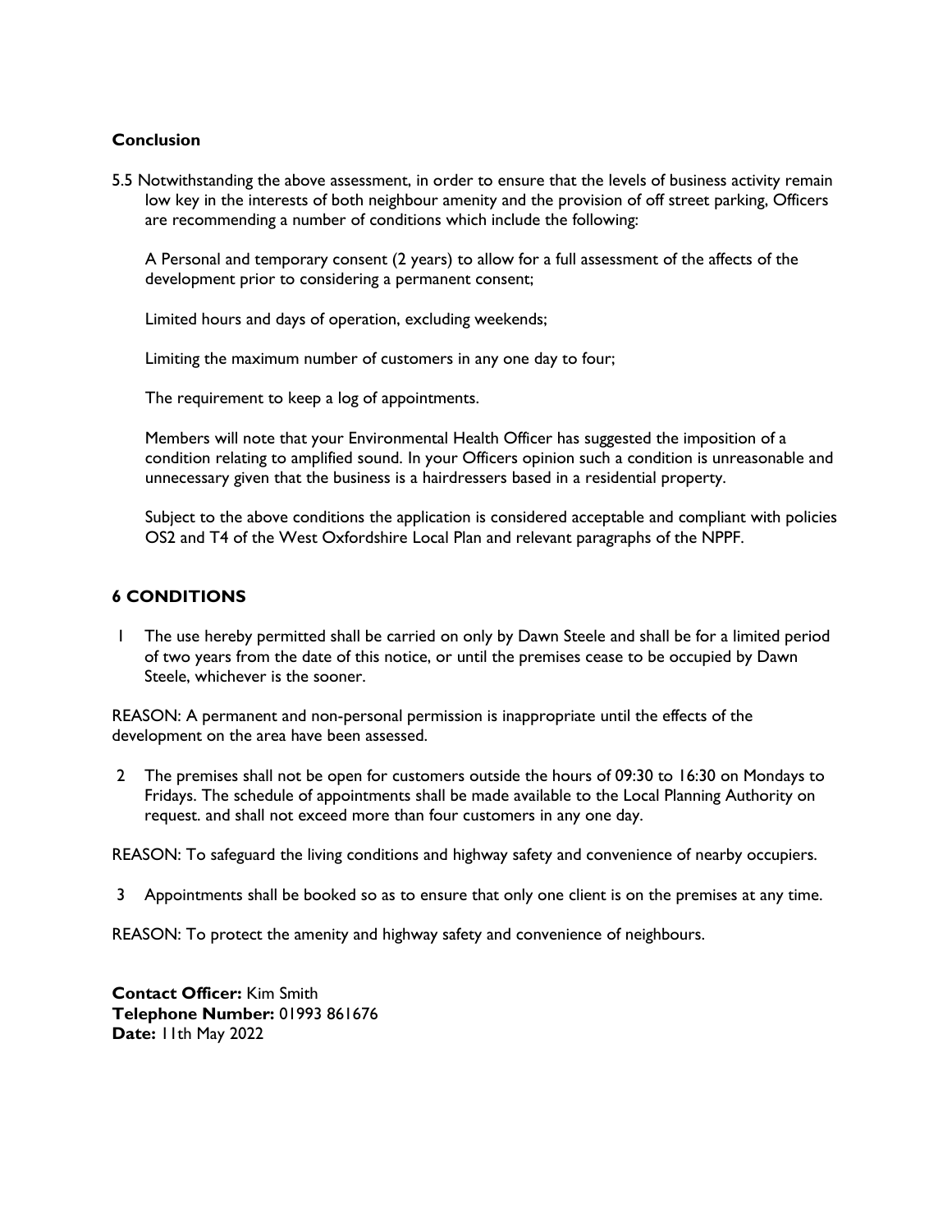**Conclusion**

5.5 Notwithstanding the above assessment, in order to ensure that the levels of business activity remain low key in the interests of both neighbour amenity and the provision of off street parking, Officers are recommending a number of conditions which include the following:

A Personal and temporary consent (2 years) to allow for a full assessment of the affects of the development prior to considering a permanent consent;

Limited hours and days of operation, excluding weekends;

Limiting the maximum number of customers in any one day to four;

The requirement to keep a log of appointments.

Members will note that your Environmental Health Officer has suggested the imposition of a condition relating to amplified sound. In your Officers opinion such a condition is unreasonable and unnecessary given that the business is a hairdressers based in a residential property.

Subject to the above conditions the application is considered acceptable and compliant with policies OS2 and T4 of the West Oxfordshire Local Plan and relevant paragraphs of the NPPF.

## 6 CONDITIONS

1 The use hereby permitted shall be carried on only by Dawn Steele and shall be for a limited period of two years from the date of this notice, or until the premises cease to be occupied by Dawn Steele, whichever is the sooner.

REASON: A permanent and non-personal permission is inappropriate until the effects of the development on the area have been assessed.

2 The premises shall not be open for customers outside the hours of 09:30 to 16:30 on Mondays to Fridays. The schedule of appointments shall be made available to the Local Planning Authority on request. and shall not exceed more than four customers in any one day.

REASON: To safeguard the living conditions and highway safety and convenience of nearby occupiers.

3 Appointments shall be booked so as to ensure that only one client is on the premises at any time.

REASON: To protect the amenity and highway safety and convenience of neighbours.

**Contact Officer:** Kim Smith
**Telephone Number:** 01993 861676
**Date:** 11th May 2022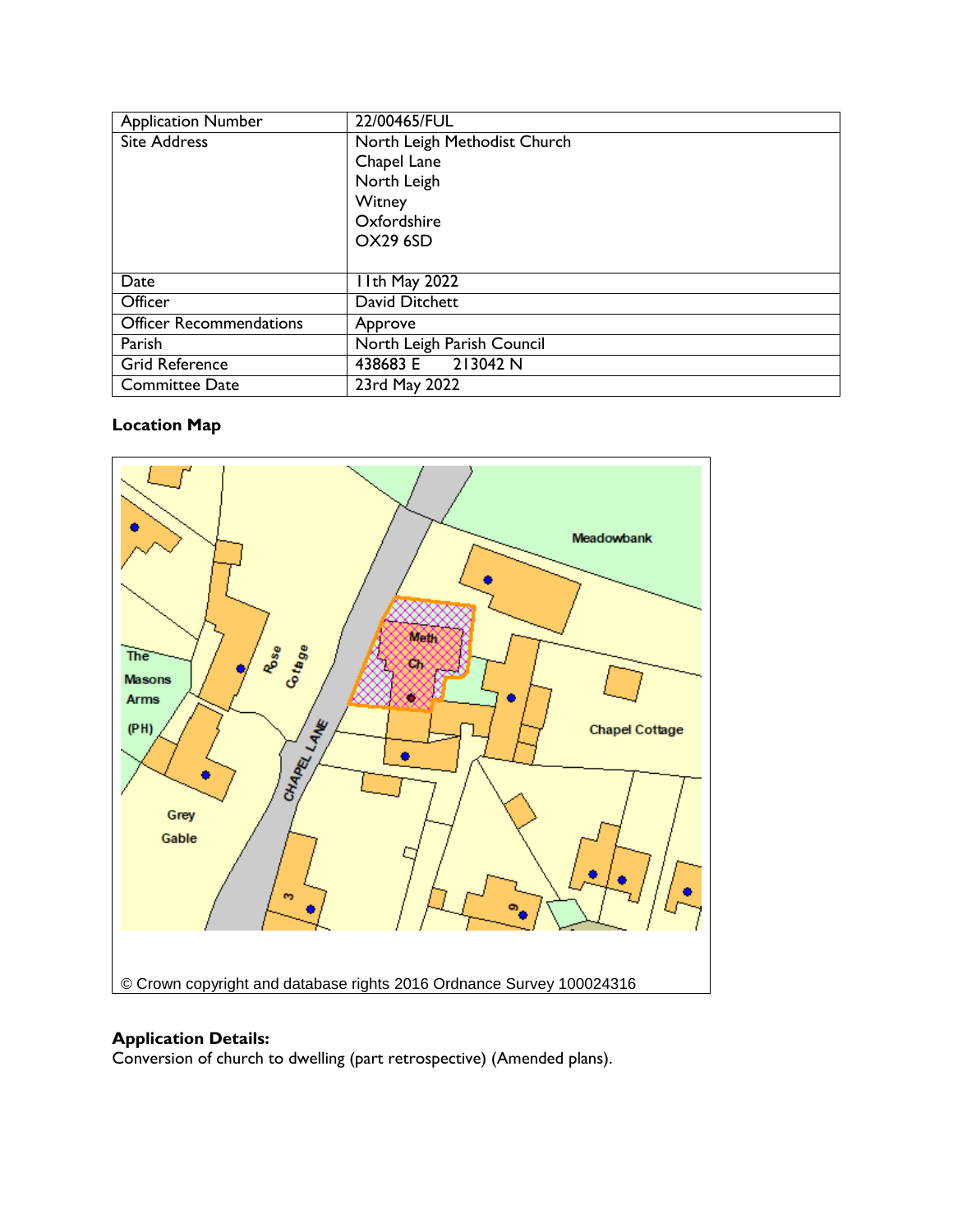| Application Number | 22/00465/FUL |
|---|---|
| Site Address | North Leigh Methodist Church<br>Chapel Lane<br>North Leigh<br>Witney<br>Oxfordshire<br>OX29 6SD |
| Date | 11th May 2022 |
| Officer | David Ditchett |
| Officer Recommendations | Approve |
| Parish | North Leigh Parish Council |
| Grid Reference | 438683 E 213042 N |
| Committee Date | 23rd May 2022 |

**Location Map**

© Crown copyright and database rights 2016 Ordnance Survey 100024316

**Application Details:**
Conversion of church to dwelling (part retrospective) (Amended plans).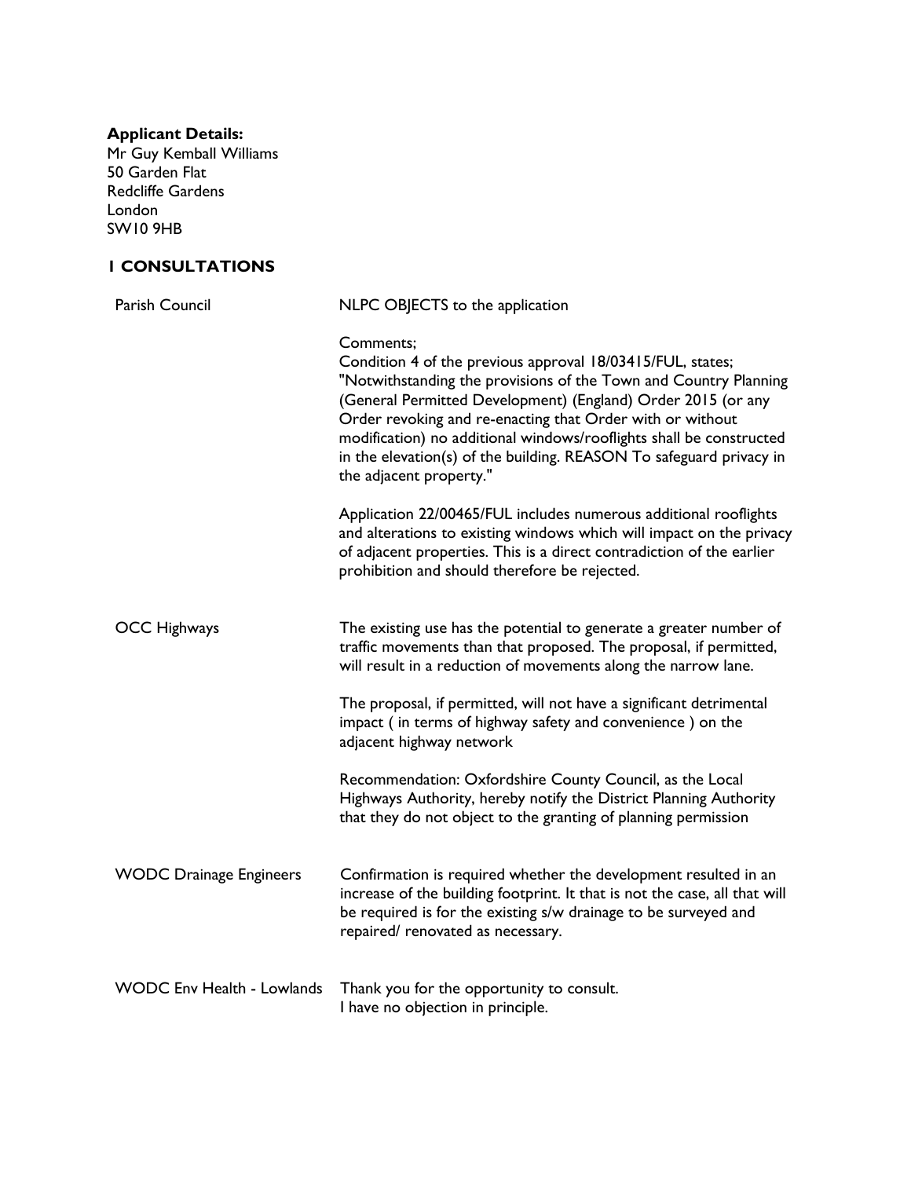**Applicant Details:**
Mr Guy Kemball Williams
50 Garden Flat
Redcliffe Gardens
London
SW10 9HB

## 1 CONSULTATIONS

| | |
|---|---|
| Parish Council | NLPC OBJECTS to the application<br><br>Comments;<br>Condition 4 of the previous approval 18/03415/FUL, states; "Notwithstanding the provisions of the Town and Country Planning (General Permitted Development) (England) Order 2015 (or any Order revoking and re-enacting that Order with or without modification) no additional windows/rooflights shall be constructed in the elevation(s) of the building. REASON To safeguard privacy in the adjacent property."<br><br>Application 22/00465/FUL includes numerous additional rooflights and alterations to existing windows which will impact on the privacy of adjacent properties. This is a direct contradiction of the earlier prohibition and should therefore be rejected. |
| OCC Highways | The existing use has the potential to generate a greater number of traffic movements than that proposed. The proposal, if permitted, will result in a reduction of movements along the narrow lane.<br><br>The proposal, if permitted, will not have a significant detrimental impact ( in terms of highway safety and convenience ) on the adjacent highway network<br><br>Recommendation: Oxfordshire County Council, as the Local Highways Authority, hereby notify the District Planning Authority that they do not object to the granting of planning permission |
| WODC Drainage Engineers | Confirmation is required whether the development resulted in an increase of the building footprint. It that is not the case, all that will be required is for the existing s/w drainage to be surveyed and repaired/ renovated as necessary. |
| WODC Env Health - Lowlands | Thank you for the opportunity to consult.<br>I have no objection in principle. |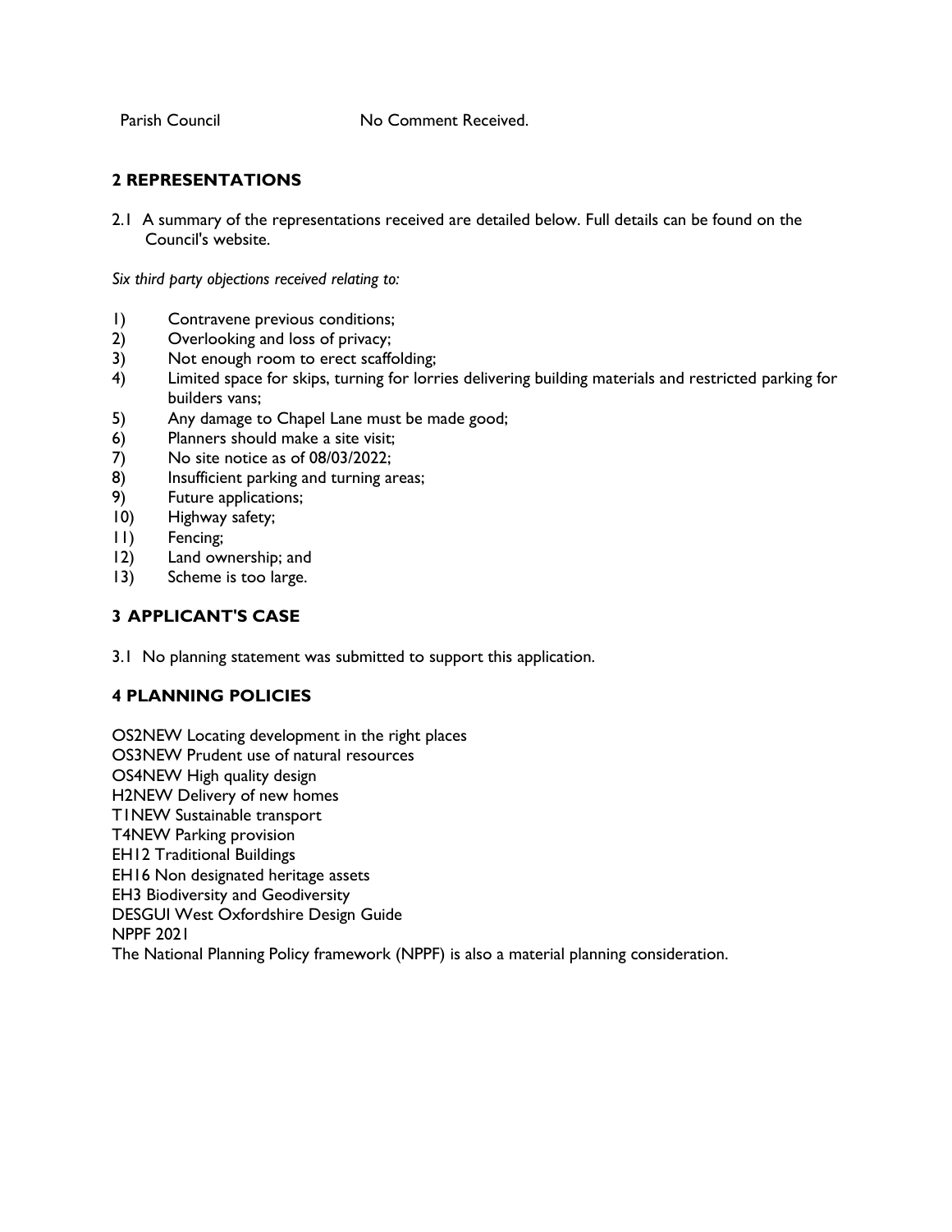| Parish Council | No Comment Received. |
| --- | --- |

## 2 REPRESENTATIONS

2.1 A summary of the representations received are detailed below. Full details can be found on the Council's website.

*Six third party objections received relating to:*

1) Contravene previous conditions;
2) Overlooking and loss of privacy;
3) Not enough room to erect scaffolding;
4) Limited space for skips, turning for lorries delivering building materials and restricted parking for builders vans;
5) Any damage to Chapel Lane must be made good;
6) Planners should make a site visit;
7) No site notice as of 08/03/2022;
8) Insufficient parking and turning areas;
9) Future applications;
10) Highway safety;
11) Fencing;
12) Land ownership; and
13) Scheme is too large.

## 3 APPLICANT'S CASE

3.1 No planning statement was submitted to support this application.

## 4 PLANNING POLICIES

OS2NEW Locating development in the right places
OS3NEW Prudent use of natural resources
OS4NEW High quality design
H2NEW Delivery of new homes
T1NEW Sustainable transport
T4NEW Parking provision
EH12 Traditional Buildings
EH16 Non designated heritage assets
EH3 Biodiversity and Geodiversity
DESGUI West Oxfordshire Design Guide
NPPF 2021
The National Planning Policy framework (NPPF) is also a material planning consideration.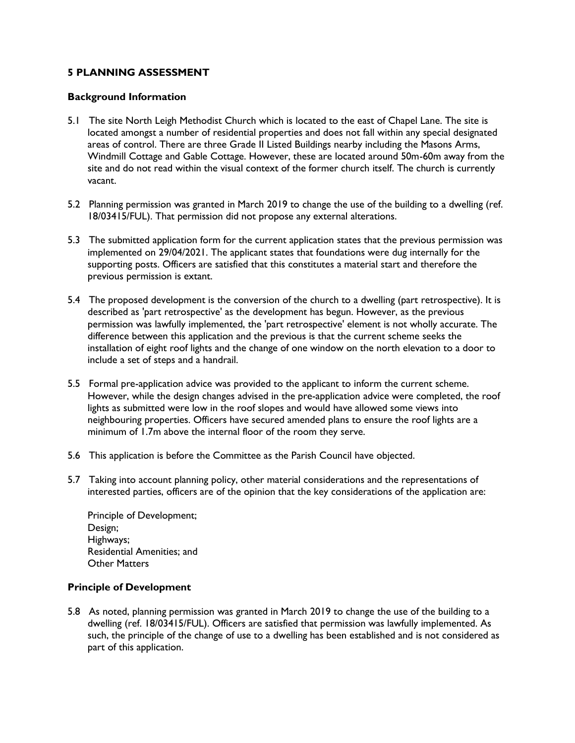## 5 PLANNING ASSESSMENT

### Background Information

5.1 The site North Leigh Methodist Church which is located to the east of Chapel Lane. The site is located amongst a number of residential properties and does not fall within any special designated areas of control. There are three Grade II Listed Buildings nearby including the Masons Arms, Windmill Cottage and Gable Cottage. However, these are located around 50m-60m away from the site and do not read within the visual context of the former church itself. The church is currently vacant.

5.2 Planning permission was granted in March 2019 to change the use of the building to a dwelling (ref. 18/03415/FUL). That permission did not propose any external alterations.

5.3 The submitted application form for the current application states that the previous permission was implemented on 29/04/2021. The applicant states that foundations were dug internally for the supporting posts. Officers are satisfied that this constitutes a material start and therefore the previous permission is extant.

5.4 The proposed development is the conversion of the church to a dwelling (part retrospective). It is described as 'part retrospective' as the development has begun. However, as the previous permission was lawfully implemented, the 'part retrospective' element is not wholly accurate. The difference between this application and the previous is that the current scheme seeks the installation of eight roof lights and the change of one window on the north elevation to a door to include a set of steps and a handrail.

5.5 Formal pre-application advice was provided to the applicant to inform the current scheme. However, while the design changes advised in the pre-application advice were completed, the roof lights as submitted were low in the roof slopes and would have allowed some views into neighbouring properties. Officers have secured amended plans to ensure the roof lights are a minimum of 1.7m above the internal floor of the room they serve.

5.6 This application is before the Committee as the Parish Council have objected.

5.7 Taking into account planning policy, other material considerations and the representations of interested parties, officers are of the opinion that the key considerations of the application are:

Principle of Development;
Design;
Highways;
Residential Amenities; and
Other Matters

### Principle of Development

5.8 As noted, planning permission was granted in March 2019 to change the use of the building to a dwelling (ref. 18/03415/FUL). Officers are satisfied that permission was lawfully implemented. As such, the principle of the change of use to a dwelling has been established and is not considered as part of this application.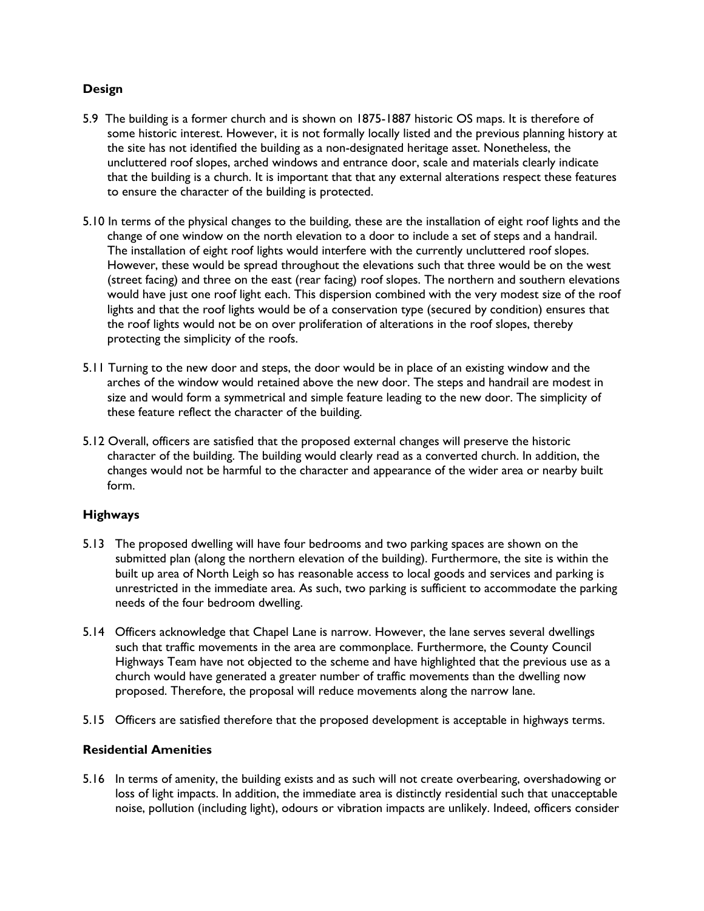### Design

5.9 The building is a former church and is shown on 1875-1887 historic OS maps. It is therefore of some historic interest. However, it is not formally locally listed and the previous planning history at the site has not identified the building as a non-designated heritage asset. Nonetheless, the uncluttered roof slopes, arched windows and entrance door, scale and materials clearly indicate that the building is a church. It is important that that any external alterations respect these features to ensure the character of the building is protected.

5.10 In terms of the physical changes to the building, these are the installation of eight roof lights and the change of one window on the north elevation to a door to include a set of steps and a handrail. The installation of eight roof lights would interfere with the currently uncluttered roof slopes. However, these would be spread throughout the elevations such that three would be on the west (street facing) and three on the east (rear facing) roof slopes. The northern and southern elevations would have just one roof light each. This dispersion combined with the very modest size of the roof lights and that the roof lights would be of a conservation type (secured by condition) ensures that the roof lights would not be on over proliferation of alterations in the roof slopes, thereby protecting the simplicity of the roofs.

5.11 Turning to the new door and steps, the door would be in place of an existing window and the arches of the window would retained above the new door. The steps and handrail are modest in size and would form a symmetrical and simple feature leading to the new door. The simplicity of these feature reflect the character of the building.

5.12 Overall, officers are satisfied that the proposed external changes will preserve the historic character of the building. The building would clearly read as a converted church. In addition, the changes would not be harmful to the character and appearance of the wider area or nearby built form.

### Highways

5.13 The proposed dwelling will have four bedrooms and two parking spaces are shown on the submitted plan (along the northern elevation of the building). Furthermore, the site is within the built up area of North Leigh so has reasonable access to local goods and services and parking is unrestricted in the immediate area. As such, two parking is sufficient to accommodate the parking needs of the four bedroom dwelling.

5.14 Officers acknowledge that Chapel Lane is narrow. However, the lane serves several dwellings such that traffic movements in the area are commonplace. Furthermore, the County Council Highways Team have not objected to the scheme and have highlighted that the previous use as a church would have generated a greater number of traffic movements than the dwelling now proposed. Therefore, the proposal will reduce movements along the narrow lane.

5.15 Officers are satisfied therefore that the proposed development is acceptable in highways terms.

### Residential Amenities

5.16 In terms of amenity, the building exists and as such will not create overbearing, overshadowing or loss of light impacts. In addition, the immediate area is distinctly residential such that unacceptable noise, pollution (including light), odours or vibration impacts are unlikely. Indeed, officers consider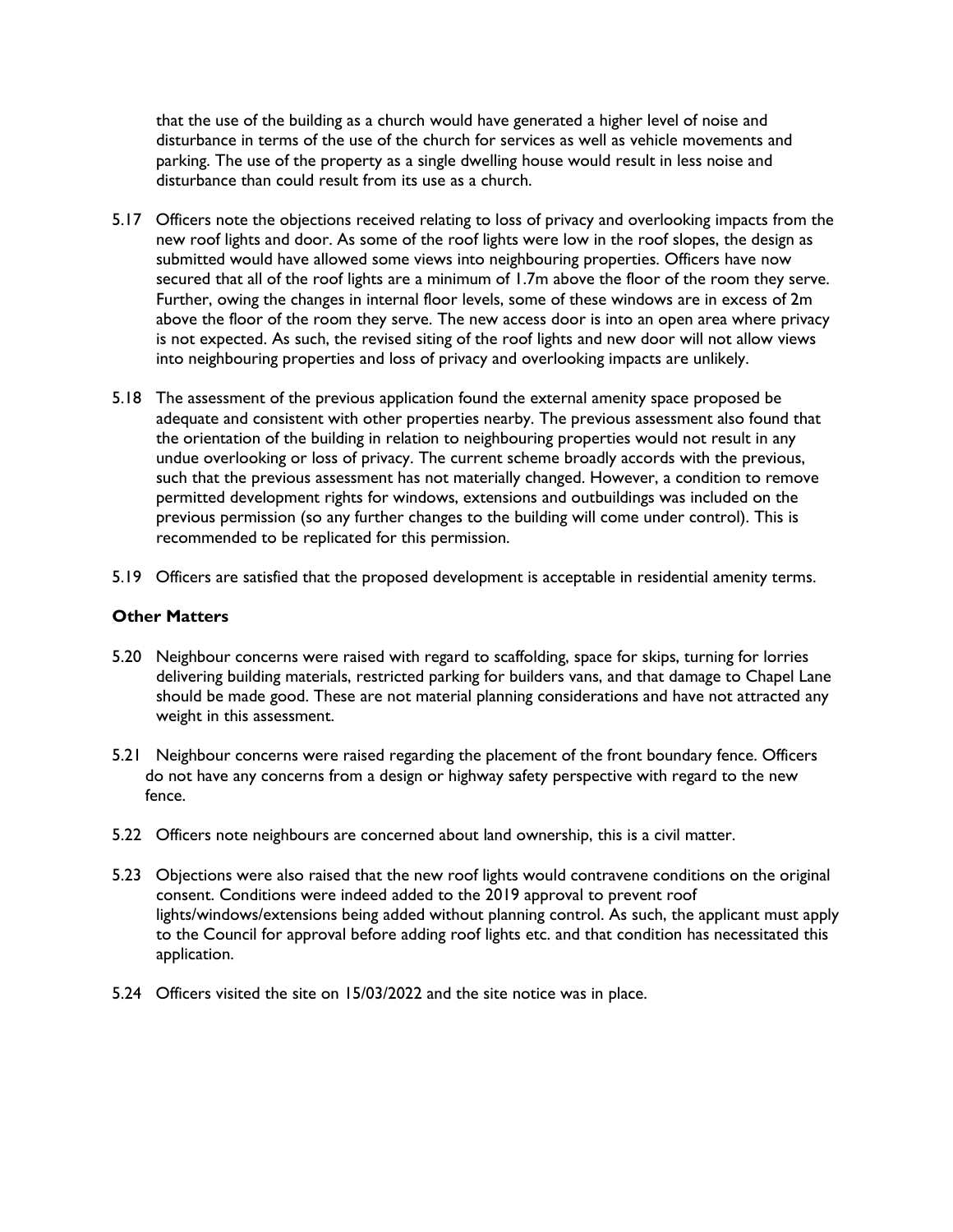that the use of the building as a church would have generated a higher level of noise and disturbance in terms of the use of the church for services as well as vehicle movements and parking. The use of the property as a single dwelling house would result in less noise and disturbance than could result from its use as a church.

5.17 Officers note the objections received relating to loss of privacy and overlooking impacts from the new roof lights and door. As some of the roof lights were low in the roof slopes, the design as submitted would have allowed some views into neighbouring properties. Officers have now secured that all of the roof lights are a minimum of 1.7m above the floor of the room they serve. Further, owing the changes in internal floor levels, some of these windows are in excess of 2m above the floor of the room they serve. The new access door is into an open area where privacy is not expected. As such, the revised siting of the roof lights and new door will not allow views into neighbouring properties and loss of privacy and overlooking impacts are unlikely.

5.18 The assessment of the previous application found the external amenity space proposed be adequate and consistent with other properties nearby. The previous assessment also found that the orientation of the building in relation to neighbouring properties would not result in any undue overlooking or loss of privacy. The current scheme broadly accords with the previous, such that the previous assessment has not materially changed. However, a condition to remove permitted development rights for windows, extensions and outbuildings was included on the previous permission (so any further changes to the building will come under control). This is recommended to be replicated for this permission.

5.19 Officers are satisfied that the proposed development is acceptable in residential amenity terms.

**Other Matters**

5.20 Neighbour concerns were raised with regard to scaffolding, space for skips, turning for lorries delivering building materials, restricted parking for builders vans, and that damage to Chapel Lane should be made good. These are not material planning considerations and have not attracted any weight in this assessment.

5.21 Neighbour concerns were raised regarding the placement of the front boundary fence. Officers do not have any concerns from a design or highway safety perspective with regard to the new fence.

5.22 Officers note neighbours are concerned about land ownership, this is a civil matter.

5.23 Objections were also raised that the new roof lights would contravene conditions on the original consent. Conditions were indeed added to the 2019 approval to prevent roof lights/windows/extensions being added without planning control. As such, the applicant must apply to the Council for approval before adding roof lights etc. and that condition has necessitated this application.

5.24 Officers visited the site on 15/03/2022 and the site notice was in place.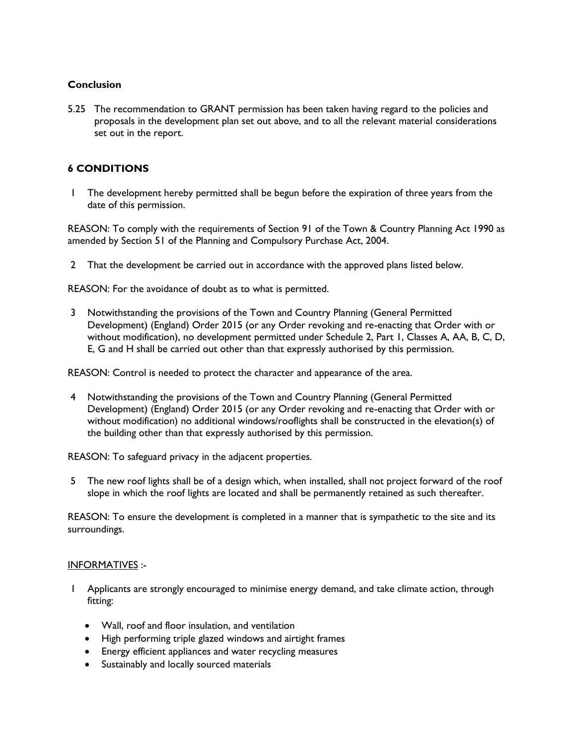### Conclusion

5.25 The recommendation to GRANT permission has been taken having regard to the policies and proposals in the development plan set out above, and to all the relevant material considerations set out in the report.

## 6 CONDITIONS

1 The development hereby permitted shall be begun before the expiration of three years from the date of this permission.

REASON: To comply with the requirements of Section 91 of the Town & Country Planning Act 1990 as amended by Section 51 of the Planning and Compulsory Purchase Act, 2004.

2 That the development be carried out in accordance with the approved plans listed below.

REASON: For the avoidance of doubt as to what is permitted.

3 Notwithstanding the provisions of the Town and Country Planning (General Permitted Development) (England) Order 2015 (or any Order revoking and re-enacting that Order with or without modification), no development permitted under Schedule 2, Part 1, Classes A, AA, B, C, D, E, G and H shall be carried out other than that expressly authorised by this permission.

REASON: Control is needed to protect the character and appearance of the area.

4 Notwithstanding the provisions of the Town and Country Planning (General Permitted Development) (England) Order 2015 (or any Order revoking and re-enacting that Order with or without modification) no additional windows/rooflights shall be constructed in the elevation(s) of the building other than that expressly authorised by this permission.

REASON: To safeguard privacy in the adjacent properties.

5 The new roof lights shall be of a design which, when installed, shall not project forward of the roof slope in which the roof lights are located and shall be permanently retained as such thereafter.

REASON: To ensure the development is completed in a manner that is sympathetic to the site and its surroundings.

INFORMATIVES :-

1 Applicants are strongly encouraged to minimise energy demand, and take climate action, through fitting:

- Wall, roof and floor insulation, and ventilation
- High performing triple glazed windows and airtight frames
- Energy efficient appliances and water recycling measures
- Sustainably and locally sourced materials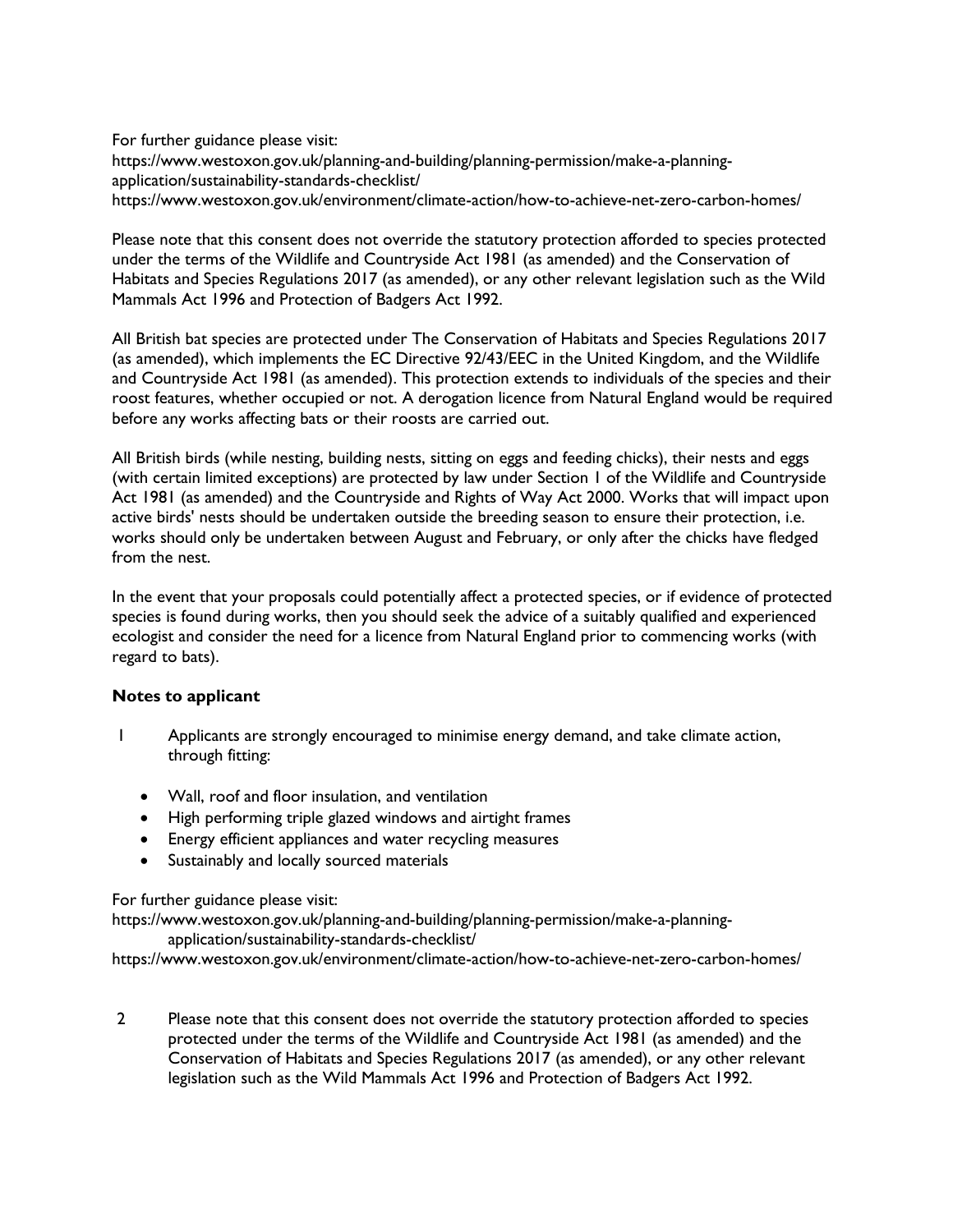For further guidance please visit:
https://www.westoxon.gov.uk/planning-and-building/planning-permission/make-a-planning-application/sustainability-standards-checklist/
https://www.westoxon.gov.uk/environment/climate-action/how-to-achieve-net-zero-carbon-homes/

Please note that this consent does not override the statutory protection afforded to species protected under the terms of the Wildlife and Countryside Act 1981 (as amended) and the Conservation of Habitats and Species Regulations 2017 (as amended), or any other relevant legislation such as the Wild Mammals Act 1996 and Protection of Badgers Act 1992.

All British bat species are protected under The Conservation of Habitats and Species Regulations 2017 (as amended), which implements the EC Directive 92/43/EEC in the United Kingdom, and the Wildlife and Countryside Act 1981 (as amended). This protection extends to individuals of the species and their roost features, whether occupied or not. A derogation licence from Natural England would be required before any works affecting bats or their roosts are carried out.

All British birds (while nesting, building nests, sitting on eggs and feeding chicks), their nests and eggs (with certain limited exceptions) are protected by law under Section 1 of the Wildlife and Countryside Act 1981 (as amended) and the Countryside and Rights of Way Act 2000. Works that will impact upon active birds' nests should be undertaken outside the breeding season to ensure their protection, i.e. works should only be undertaken between August and February, or only after the chicks have fledged from the nest.

In the event that your proposals could potentially affect a protected species, or if evidence of protected species is found during works, then you should seek the advice of a suitably qualified and experienced ecologist and consider the need for a licence from Natural England prior to commencing works (with regard to bats).

**Notes to applicant**

1 Applicants are strongly encouraged to minimise energy demand, and take climate action, through fitting:

- Wall, roof and floor insulation, and ventilation
- High performing triple glazed windows and airtight frames
- Energy efficient appliances and water recycling measures
- Sustainably and locally sourced materials

For further guidance please visit:
https://www.westoxon.gov.uk/planning-and-building/planning-permission/make-a-planning-application/sustainability-standards-checklist/
https://www.westoxon.gov.uk/environment/climate-action/how-to-achieve-net-zero-carbon-homes/

2 Please note that this consent does not override the statutory protection afforded to species protected under the terms of the Wildlife and Countryside Act 1981 (as amended) and the Conservation of Habitats and Species Regulations 2017 (as amended), or any other relevant legislation such as the Wild Mammals Act 1996 and Protection of Badgers Act 1992.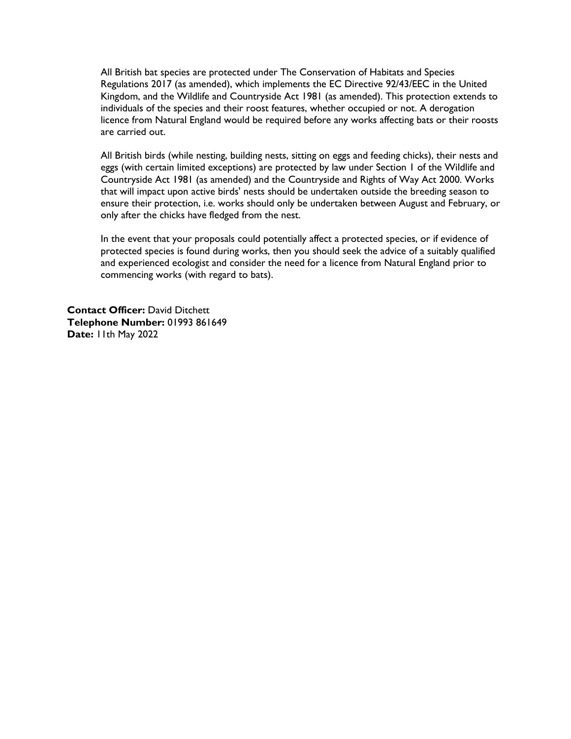All British bat species are protected under The Conservation of Habitats and Species Regulations 2017 (as amended), which implements the EC Directive 92/43/EEC in the United Kingdom, and the Wildlife and Countryside Act 1981 (as amended). This protection extends to individuals of the species and their roost features, whether occupied or not. A derogation licence from Natural England would be required before any works affecting bats or their roosts are carried out.

All British birds (while nesting, building nests, sitting on eggs and feeding chicks), their nests and eggs (with certain limited exceptions) are protected by law under Section 1 of the Wildlife and Countryside Act 1981 (as amended) and the Countryside and Rights of Way Act 2000. Works that will impact upon active birds' nests should be undertaken outside the breeding season to ensure their protection, i.e. works should only be undertaken between August and February, or only after the chicks have fledged from the nest.

In the event that your proposals could potentially affect a protected species, or if evidence of protected species is found during works, then you should seek the advice of a suitably qualified and experienced ecologist and consider the need for a licence from Natural England prior to commencing works (with regard to bats).

**Contact Officer:** David Ditchett
**Telephone Number:** 01993 861649
**Date:** 11th May 2022